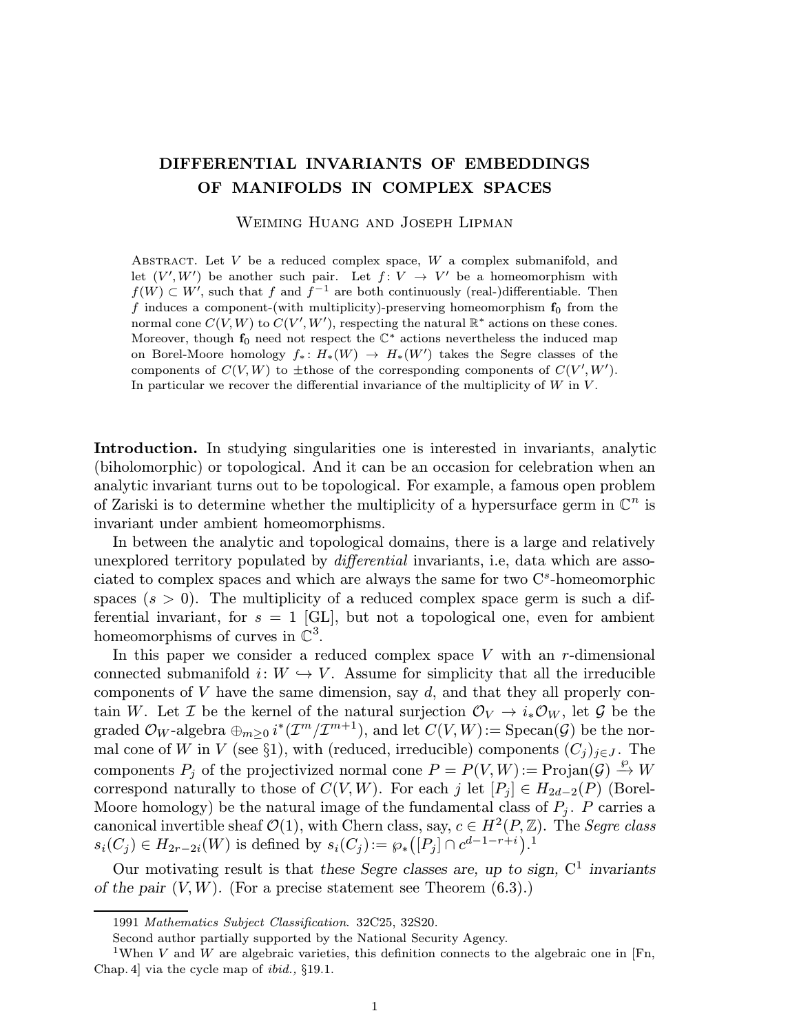# DIFFERENTIAL INVARIANTS OF EMBEDDINGS OF MANIFOLDS IN COMPLEX SPACES

Weiming Huang and Joseph Lipman

Abstract. Let $V$ be a reduced complex space, $W$ a complex submanifold, and let $(V', W')$ be another such pair. Let $f\colon V \to V'$ be a homeomorphism with $f(W) \subset W'$, such that $f$ and $f^{-1}$ are both continuously (real-)differentiable. Then $f$ induces a component-(with multiplicity)-preserving homeomorphism $\mathbf{f}_0$ from the normal cone $C(V, W)$ to $C(V', W')$, respecting the natural $\mathbb{R}^*$ actions on these cones. Moreover, though $\mathbf{f}_0$ need not respect the $\mathbb{C}^*$ actions nevertheless the induced map on Borel-Moore homology $f_*\colon H_*(W) \to H_*(W')$ takes the Segre classes of the components of $C(V, W)$ to $\pm$those of the corresponding components of $C(V', W')$. In particular we recover the differential invariance of the multiplicity of $W$ in $V$.

**Introduction.** In studying singularities one is interested in invariants, analytic (biholomorphic) or topological. And it can be an occasion for celebration when an analytic invariant turns out to be topological. For example, a famous open problem of Zariski is to determine whether the multiplicity of a hypersurface germ in $\mathbb{C}^n$ is invariant under ambient homeomorphisms.

In between the analytic and topological domains, there is a large and relatively unexplored territory populated by *differential* invariants, i.e, data which are associated to complex spaces and which are always the same for two $\mathrm{C}^s$-homeomorphic spaces ($s > 0$). The multiplicity of a reduced complex space germ is such a differential invariant, for $s = 1$ [GL], but not a topological one, even for ambient homeomorphisms of curves in $\mathbb{C}^3$.

In this paper we consider a reduced complex space $V$ with an $r$-dimensional connected submanifold $i\colon W \hookrightarrow V$. Assume for simplicity that all the irreducible components of $V$ have the same dimension, say $d$, and that they all properly contain $W$. Let $\mathcal{I}$ be the kernel of the natural surjection $\mathcal{O}_V \to i_*\mathcal{O}_W$, let $\mathcal{G}$ be the graded $\mathcal{O}_W$-algebra $\oplus_{m\ge 0}\, i^*(\mathcal{I}^m/\mathcal{I}^{m+1})$, and let $C(V, W) := \mathrm{Specan}(\mathcal{G})$ be the normal cone of $W$ in $V$ (see §1), with (reduced, irreducible) components $(C_j)_{j\in J}$. The components $P_j$ of the projectivized normal cone $P = P(V, W) := \mathrm{Projan}(\mathcal{G}) \xrightarrow{\wp} W$ correspond naturally to those of $C(V, W)$. For each $j$ let $[P_j] \in H_{2d-2}(P)$ (Borel-Moore homology) be the natural image of the fundamental class of $P_j$. $P$ carries a canonical invertible sheaf $\mathcal{O}(1)$, with Chern class, say, $c \in H^2(P, \mathbb{Z})$. The *Segre class* $s_i(C_j) \in H_{2r-2i}(W)$ is defined by $s_i(C_j) := \wp_*\big([P_j] \cap c^{d-1-r+i}\big)$.[1]

Our motivating result is that *these Segre classes are, up to sign,* $\mathrm{C}^1$ *invariants of the pair* $(V, W)$. (For a precise statement see Theorem (6.3).)

---

1991 *Mathematics Subject Classification*. 32C25, 32S20.

Second author partially supported by the National Security Agency.

[1] When $V$ and $W$ are algebraic varieties, this definition connects to the algebraic one in [Fn, Chap. 4] via the cycle map of *ibid.,* §19.1.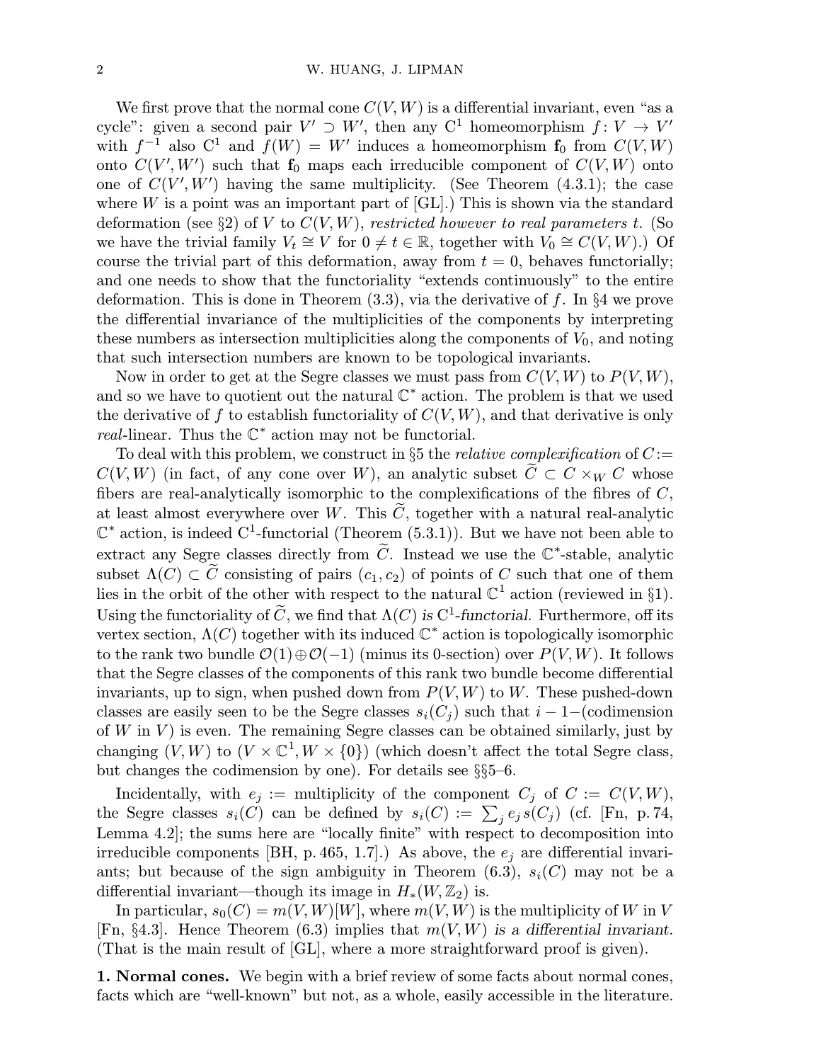We first prove that the normal cone $C(V,W)$ is a differential invariant, even "as a cycle": given a second pair $V' \supset W'$, then any $C^1$ homeomorphism $f\colon V \to V'$ with $f^{-1}$ also $C^1$ and $f(W) = W'$ induces a homeomorphism $\mathbf{f}_0$ from $C(V,W)$ onto $C(V',W')$ such that $\mathbf{f}_0$ maps each irreducible component of $C(V,W)$ onto one of $C(V',W')$ having the same multiplicity. (See Theorem (4.3.1); the case where $W$ is a point was an important part of [GL].) This is shown via the standard deformation (see §2) of $V$ to $C(V,W)$, *restricted however to real parameters* $t$. (So we have the trivial family $V_t \cong V$ for $0 \neq t \in \mathbb{R}$, together with $V_0 \cong C(V,W)$.) Of course the trivial part of this deformation, away from $t = 0$, behaves functorially; and one needs to show that the functoriality "extends continuously" to the entire deformation. This is done in Theorem (3.3), via the derivative of $f$. In §4 we prove the differential invariance of the multiplicities of the components by interpreting these numbers as intersection multiplicities along the components of $V_0$, and noting that such intersection numbers are known to be topological invariants.

Now in order to get at the Segre classes we must pass from $C(V,W)$ to $P(V,W)$, and so we have to quotient out the natural $\mathbb{C}^*$ action. The problem is that we used the derivative of $f$ to establish functoriality of $C(V,W)$, and that derivative is only *real*-linear. Thus the $\mathbb{C}^*$ action may not be functorial.

To deal with this problem, we construct in §5 the *relative complexification* of $C := C(V,W)$ (in fact, of any cone over $W$), an analytic subset $\widetilde{C} \subset C \times_W C$ whose fibers are real-analytically isomorphic to the complexifications of the fibres of $C$, at least almost everywhere over $W$. This $\widetilde{C}$, together with a natural real-analytic $\mathbb{C}^*$ action, is indeed $C^1$-functorial (Theorem (5.3.1)). But we have not been able to extract any Segre classes directly from $\widetilde{C}$. Instead we use the $\mathbb{C}^*$-stable, analytic subset $\Lambda(C) \subset \widetilde{C}$ consisting of pairs $(c_1, c_2)$ of points of $C$ such that one of them lies in the orbit of the other with respect to the natural $\mathbb{C}^1$ action (reviewed in §1). Using the functoriality of $\widetilde{C}$, we find that $\Lambda(C)$ *is* $C^1$*-functorial.* Furthermore, off its vertex section, $\Lambda(C)$ together with its induced $\mathbb{C}^*$ action is topologically isomorphic to the rank two bundle $\mathcal{O}(1) \oplus \mathcal{O}(-1)$ (minus its 0-section) over $P(V,W)$. It follows that the Segre classes of the components of this rank two bundle become differential invariants, up to sign, when pushed down from $P(V,W)$ to $W$. These pushed-down classes are easily seen to be the Segre classes $s_i(C_j)$ such that $i - 1 -$(codimension of $W$ in $V$) is even. The remaining Segre classes can be obtained similarly, just by changing $(V,W)$ to $(V \times \mathbb{C}^1, W \times \{0\})$ (which doesn't affect the total Segre class, but changes the codimension by one). For details see §§5–6.

Incidentally, with $e_j :=$ multiplicity of the component $C_j$ of $C := C(V,W)$, the Segre classes $s_i(C)$ can be defined by $s_i(C) := \sum_j e_j s(C_j)$ (cf. [Fn, p. 74, Lemma 4.2]; the sums here are "locally finite" with respect to decomposition into irreducible components [BH, p. 465, 1.7].) As above, the $e_j$ are differential invariants; but because of the sign ambiguity in Theorem (6.3), $s_i(C)$ may not be a differential invariant—though its image in $H_*(W, \mathbb{Z}_2)$ is.

In particular, $s_0(C) = m(V,W)[W]$, where $m(V,W)$ is the multiplicity of $W$ in $V$ [Fn, §4.3]. Hence Theorem (6.3) implies that $m(V,W)$ *is a differential invariant.* (That is the main result of [GL], where a more straightforward proof is given).

**1. Normal cones.** We begin with a brief review of some facts about normal cones, facts which are "well-known" but not, as a whole, easily accessible in the literature.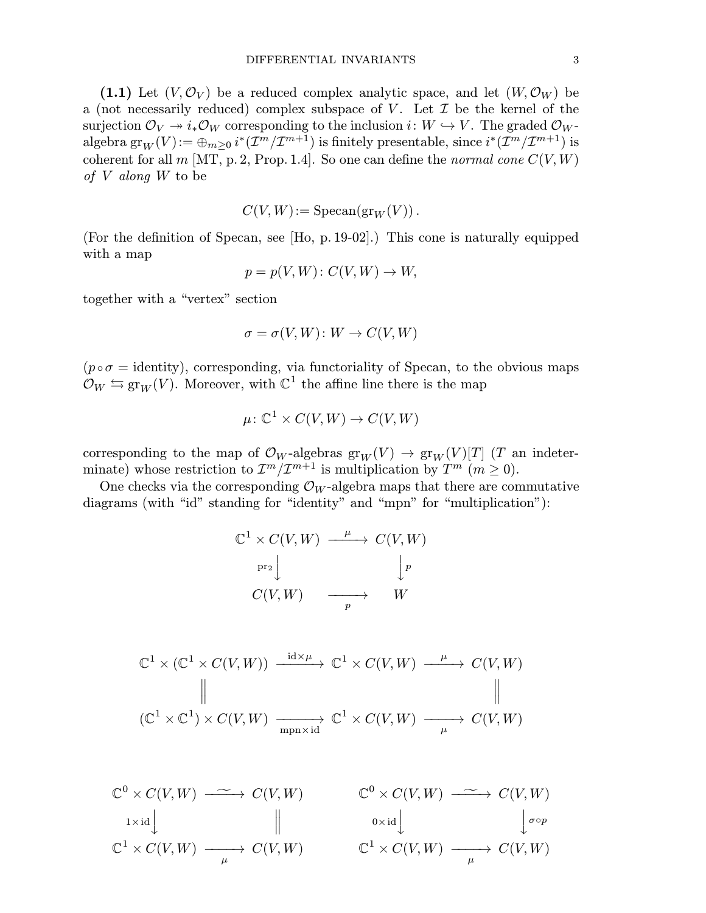**(1.1)** Let $(V, \mathcal{O}_V)$ be a reduced complex analytic space, and let $(W, \mathcal{O}_W)$ be a (not necessarily reduced) complex subspace of $V$. Let $\mathcal{I}$ be the kernel of the surjection $\mathcal{O}_V \twoheadrightarrow i_*\mathcal{O}_W$ corresponding to the inclusion $i\colon W \hookrightarrow V$. The graded $\mathcal{O}_W$-algebra $\operatorname{gr}_W(V) := \oplus_{m\geq 0}\, i^*(\mathcal{I}^m/\mathcal{I}^{m+1})$ is finitely presentable, since $i^*(\mathcal{I}^m/\mathcal{I}^{m+1})$ is coherent for all $m$ [MT, p. 2, Prop. 1.4]. So one can define the *normal cone $C(V, W)$ of $V$ along $W$* to be

$$C(V, W) := \operatorname{Specan}(\operatorname{gr}_W(V))\,.$$

(For the definition of Specan, see [Ho, p. 19-02].) This cone is naturally equipped with a map

$$p = p(V, W)\colon C(V, W) \to W,$$

together with a "vertex" section

$$\sigma = \sigma(V, W)\colon W \to C(V, W)$$

($p \circ \sigma =$ identity), corresponding, via functoriality of Specan, to the obvious maps $\mathcal{O}_W \leftrightarrows \operatorname{gr}_W(V)$. Moreover, with $\mathbb{C}^1$ the affine line there is the map

$$\mu\colon \mathbb{C}^1 \times C(V, W) \to C(V, W)$$

corresponding to the map of $\mathcal{O}_W$-algebras $\operatorname{gr}_W(V) \to \operatorname{gr}_W(V)[T]$ ($T$ an indeterminate) whose restriction to $\mathcal{I}^m/\mathcal{I}^{m+1}$ is multiplication by $T^m$ ($m \geq 0$).

One checks via the corresponding $\mathcal{O}_W$-algebra maps that there are commutative diagrams (with "id" standing for "identity" and "mpn" for "multiplication"):

$$\begin{array}{ccc}
\mathbb{C}^1 \times C(V, W) & \xrightarrow{\ \mu\ } & C(V, W) \\
{\scriptstyle \mathrm{pr}_2}\big\downarrow & & \big\downarrow{\scriptstyle p} \\
C(V, W) & \xrightarrow[\ p\ ]{} & W
\end{array}$$

$$\begin{array}{ccccc}
\mathbb{C}^1 \times (\mathbb{C}^1 \times C(V, W)) & \xrightarrow{\ \mathrm{id}\times\mu\ } & \mathbb{C}^1 \times C(V, W) & \xrightarrow{\ \mu\ } & C(V, W) \\
\big\| & & & & \big\| \\
(\mathbb{C}^1 \times \mathbb{C}^1) \times C(V, W) & \xrightarrow[\ \mathrm{mpn}\times\mathrm{id}\ ]{} & \mathbb{C}^1 \times C(V, W) & \xrightarrow[\ \mu\ ]{} & C(V, W)
\end{array}$$

$$\begin{array}{ccc}
\mathbb{C}^0 \times C(V, W) & \xrightarrow{\ \sim\ } & C(V, W) \\
{\scriptstyle 1\times\mathrm{id}}\big\downarrow & & \big\| \\
\mathbb{C}^1 \times C(V, W) & \xrightarrow[\ \mu\ ]{} & C(V, W)
\end{array}
\qquad
\begin{array}{ccc}
\mathbb{C}^0 \times C(V, W) & \xrightarrow{\ \sim\ } & C(V, W) \\
{\scriptstyle 0\times\mathrm{id}}\big\downarrow & & \big\downarrow{\scriptstyle \sigma\circ p} \\
\mathbb{C}^1 \times C(V, W) & \xrightarrow[\ \mu\ ]{} & C(V, W)
\end{array}$$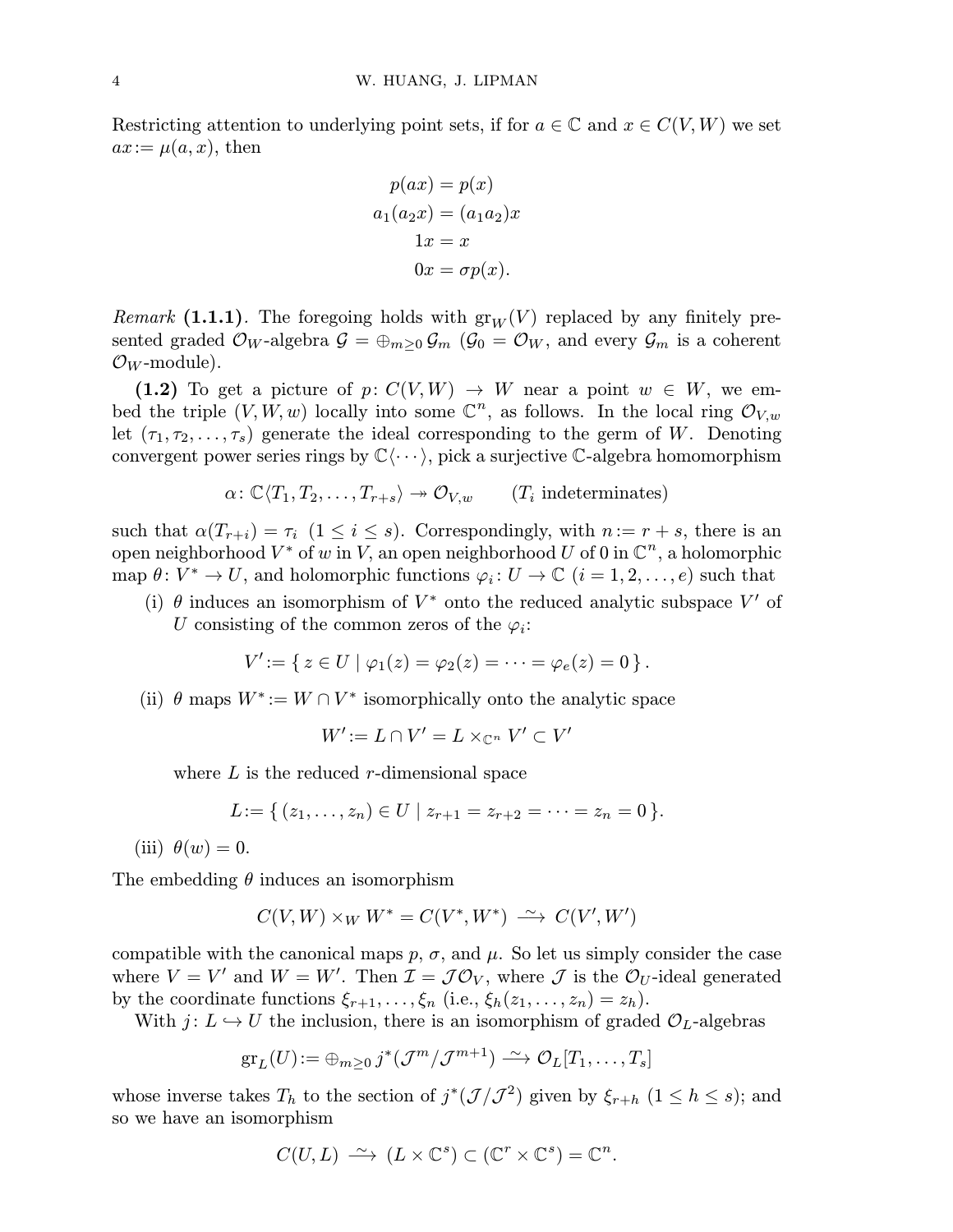Restricting attention to underlying point sets, if for $a \in \mathbb{C}$ and $x \in C(V,W)$ we set $ax := \mu(a,x)$, then

$$
\begin{aligned}
p(ax) &= p(x)\\
a_1(a_2x) &= (a_1a_2)x\\
1x &= x\\
0x &= \sigma p(x).
\end{aligned}
$$

*Remark* **(1.1.1)**. The foregoing holds with $\mathrm{gr}_W(V)$ replaced by any finitely presented graded $\mathcal{O}_W$-algebra $\mathcal{G} = \oplus_{m\ge 0}\,\mathcal{G}_m$ ($\mathcal{G}_0 = \mathcal{O}_W$, and every $\mathcal{G}_m$ is a coherent $\mathcal{O}_W$-module).

**(1.2)** To get a picture of $p\colon C(V,W) \to W$ near a point $w \in W$, we embed the triple $(V,W,w)$ locally into some $\mathbb{C}^n$, as follows. In the local ring $\mathcal{O}_{V,w}$ let $(\tau_1, \tau_2, \dots, \tau_s)$ generate the ideal corresponding to the germ of $W$. Denoting convergent power series rings by $\mathbb{C}\langle\cdots\rangle$, pick a surjective $\mathbb{C}$-algebra homomorphism

$$
\alpha\colon \mathbb{C}\langle T_1, T_2, \dots, T_{r+s}\rangle \twoheadrightarrow \mathcal{O}_{V,w} \qquad (T_i \text{ indeterminates})
$$

such that $\alpha(T_{r+i}) = \tau_i$ $(1 \le i \le s)$. Correspondingly, with $n := r+s$, there is an open neighborhood $V^*$ of $w$ in $V$, an open neighborhood $U$ of $0$ in $\mathbb{C}^n$, a holomorphic map $\theta\colon V^* \to U$, and holomorphic functions $\varphi_i\colon U \to \mathbb{C}$ $(i = 1, 2, \dots, e)$ such that

(i) $\theta$ induces an isomorphism of $V^*$ onto the reduced analytic subspace $V'$ of $U$ consisting of the common zeros of the $\varphi_i$:

$$
V' := \{\, z \in U \mid \varphi_1(z) = \varphi_2(z) = \cdots = \varphi_e(z) = 0 \,\}.
$$

(ii) $\theta$ maps $W^* := W \cap V^*$ isomorphically onto the analytic space

$$
W' := L \cap V' = L \times_{\mathbb{C}^n} V' \subset V'
$$

where $L$ is the reduced $r$-dimensional space

$$
L := \{\, (z_1, \dots, z_n) \in U \mid z_{r+1} = z_{r+2} = \cdots = z_n = 0 \,\}.
$$

(iii) $\theta(w) = 0$.

The embedding $\theta$ induces an isomorphism

$$
C(V,W) \times_W W^* = C(V^*, W^*) \xrightarrow{\ \sim\ } C(V', W')
$$

compatible with the canonical maps $p$, $\sigma$, and $\mu$. So let us simply consider the case where $V = V'$ and $W = W'$. Then $\mathcal{I} = \mathcal{J}\mathcal{O}_V$, where $\mathcal{J}$ is the $\mathcal{O}_U$-ideal generated by the coordinate functions $\xi_{r+1}, \dots, \xi_n$ (i.e., $\xi_h(z_1, \dots, z_n) = z_h$).

With $j\colon L \hookrightarrow U$ the inclusion, there is an isomorphism of graded $\mathcal{O}_L$-algebras

$$
\mathrm{gr}_L(U) := \oplus_{m\ge 0}\, j^*(\mathcal{J}^m/\mathcal{J}^{m+1}) \xrightarrow{\ \sim\ } \mathcal{O}_L[T_1, \dots, T_s]
$$

whose inverse takes $T_h$ to the section of $j^*(\mathcal{J}/\mathcal{J}^2)$ given by $\xi_{r+h}$ $(1 \le h \le s)$; and so we have an isomorphism

$$
C(U,L) \xrightarrow{\ \sim\ } (L \times \mathbb{C}^s) \subset (\mathbb{C}^r \times \mathbb{C}^s) = \mathbb{C}^n.
$$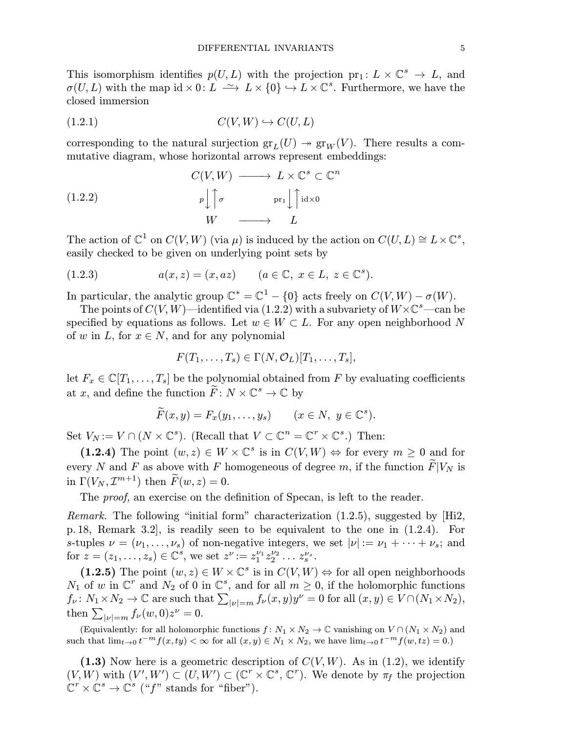This isomorphism identifies $p(U, L)$ with the projection $\mathrm{pr}_1 \colon L \times \mathbb{C}^s \to L$, and $\sigma(U, L)$ with the map $\mathrm{id} \times 0 \colon L \xrightarrow{\sim} L \times \{0\} \hookrightarrow L \times \mathbb{C}^s$. Furthermore, we have the closed immersion

$$C(V, W) \hookrightarrow C(U, L) \tag{1.2.1}$$

corresponding to the natural surjection $\mathrm{gr}_L(U) \twoheadrightarrow \mathrm{gr}_W(V)$. There results a commutative diagram, whose horizontal arrows represent embeddings:

$$\begin{array}{ccc} C(V, W) & \longrightarrow & L \times \mathbb{C}^s \subset \mathbb{C}^n \\ {\scriptstyle p}\big\downarrow\big\uparrow{\scriptstyle \sigma} & & {\scriptstyle \mathrm{pr}_1}\big\downarrow\big\uparrow{\scriptstyle \mathrm{id}\times 0} \\ W & \longrightarrow & L \end{array} \tag{1.2.2}$$

The action of $\mathbb{C}^1$ on $C(V, W)$ (via $\mu$) is induced by the action on $C(U, L) \cong L \times \mathbb{C}^s$, easily checked to be given on underlying point sets by

$$a(x, z) = (x, az) \qquad (a \in \mathbb{C},\ x \in L,\ z \in \mathbb{C}^s). \tag{1.2.3}$$

In particular, the analytic group $\mathbb{C}^* = \mathbb{C}^1 - \{0\}$ acts freely on $C(V, W) - \sigma(W)$.

The points of $C(V, W)$—identified via (1.2.2) with a subvariety of $W \times \mathbb{C}^s$—can be specified by equations as follows. Let $w \in W \subset L$. For any open neighborhood $N$ of $w$ in $L$, for $x \in N$, and for any polynomial

$$F(T_1, \dots, T_s) \in \Gamma(N, \mathcal{O}_L)[T_1, \dots, T_s],$$

let $F_x \in \mathbb{C}[T_1, \dots, T_s]$ be the polynomial obtained from $F$ by evaluating coefficients at $x$, and define the function $\widetilde{F} \colon N \times \mathbb{C}^s \to \mathbb{C}$ by

$$\widetilde{F}(x, y) = F_x(y_1, \dots, y_s) \qquad (x \in N,\ y \in \mathbb{C}^s).$$

Set $V_N := V \cap (N \times \mathbb{C}^s)$. (Recall that $V \subset \mathbb{C}^n = \mathbb{C}^r \times \mathbb{C}^s$.) Then:

**(1.2.4)** The point $(w, z) \in W \times \mathbb{C}^s$ is in $C(V, W) \Leftrightarrow$ for every $m \geq 0$ and for every $N$ and $F$ as above with $F$ homogeneous of degree $m$, if the function $\widetilde{F}|V_N$ is in $\Gamma(V_N, \mathcal{I}^{m+1})$ then $\widetilde{F}(w, z) = 0$.

The *proof,* an exercise on the definition of Specan, is left to the reader.

*Remark.* The following "initial form" characterization (1.2.5), suggested by [Hi2, p. 18, Remark 3.2], is readily seen to be equivalent to the one in (1.2.4). For $s$-tuples $\nu = (\nu_1, \dots, \nu_s)$ of non-negative integers, we set $|\nu| := \nu_1 + \cdots + \nu_s$; and for $z = (z_1, \dots, z_s) \in \mathbb{C}^s$, we set $z^\nu := z_1^{\nu_1} z_2^{\nu_2} \dots z_s^{\nu_s}$.

**(1.2.5)** The point $(w, z) \in W \times \mathbb{C}^s$ is in $C(V, W) \Leftrightarrow$ for all open neighborhoods $N_1$ of $w$ in $\mathbb{C}^r$ and $N_2$ of $0$ in $\mathbb{C}^s$, and for all $m \geq 0$, if the holomorphic functions $f_\nu \colon N_1 \times N_2 \to \mathbb{C}$ are such that $\sum_{|\nu|=m} f_\nu(x, y) y^\nu = 0$ for all $(x, y) \in V \cap (N_1 \times N_2)$, then $\sum_{|\nu|=m} f_\nu(w, 0) z^\nu = 0$.

(Equivalently: for all holomorphic functions $f \colon N_1 \times N_2 \to \mathbb{C}$ vanishing on $V \cap (N_1 \times N_2)$ and such that $\lim_{t\to 0} t^{-m} f(x, ty) < \infty$ for all $(x, y) \in N_1 \times N_2$, we have $\lim_{t \to 0} t^{-m} f(w, tz) = 0$.)

**(1.3)** Now here is a geometric description of $C(V, W)$. As in (1.2), we identify $(V, W)$ with $(V', W') \subset (U, W') \subset (\mathbb{C}^r \times \mathbb{C}^s,\ \mathbb{C}^r)$. We denote by $\pi_f$ the projection $\mathbb{C}^r \times \mathbb{C}^s \to \mathbb{C}^s$ ("$f$" stands for "fiber").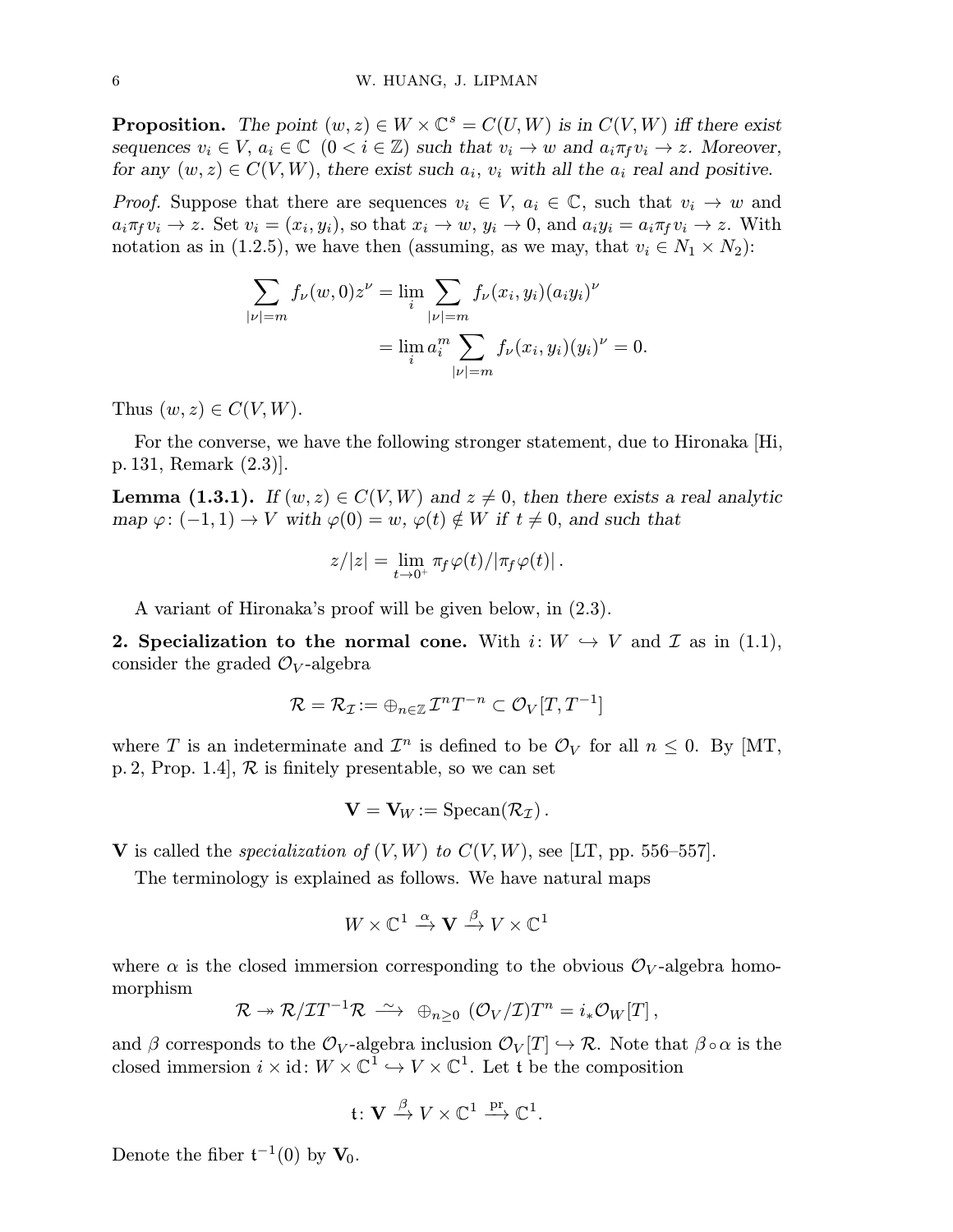**Proposition.** *The point $(w,z) \in W \times \mathbb{C}^s = C(U,W)$ is in $C(V,W)$ iff there exist sequences $v_i \in V$, $a_i \in \mathbb{C}$ $(0 < i \in \mathbb{Z})$ such that $v_i \to w$ and $a_i \pi_f v_i \to z$. Moreover, for any $(w,z) \in C(V,W)$, there exist such $a_i$, $v_i$ with all the $a_i$ real and positive.*

*Proof.* Suppose that there are sequences $v_i \in V$, $a_i \in \mathbb{C}$, such that $v_i \to w$ and $a_i \pi_f v_i \to z$. Set $v_i = (x_i, y_i)$, so that $x_i \to w$, $y_i \to 0$, and $a_i y_i = a_i \pi_f v_i \to z$. With notation as in (1.2.5), we have then (assuming, as we may, that $v_i \in N_1 \times N_2$):

$$\sum_{|\nu|=m} f_\nu(w,0) z^\nu = \lim_i \sum_{|\nu|=m} f_\nu(x_i,y_i)(a_i y_i)^\nu$$
$$= \lim_i a_i^m \sum_{|\nu|=m} f_\nu(x_i,y_i)(y_i)^\nu = 0.$$

Thus $(w,z) \in C(V,W)$.

For the converse, we have the following stronger statement, due to Hironaka [Hi, p. 131, Remark (2.3)].

**Lemma (1.3.1).** *If $(w,z) \in C(V,W)$ and $z \neq 0$, then there exists a real analytic map $\varphi\colon (-1,1) \to V$ with $\varphi(0) = w$, $\varphi(t) \notin W$ if $t \neq 0$, and such that*

$$z/|z| = \lim_{t \to 0^+} \pi_f \varphi(t)/|\pi_f \varphi(t)|\,.$$

A variant of Hironaka's proof will be given below, in (2.3).

**2. Specialization to the normal cone.** With $i\colon W \hookrightarrow V$ and $\mathcal{I}$ as in (1.1), consider the graded $\mathcal{O}_V$-algebra

$$\mathcal{R} = \mathcal{R}_{\mathcal{I}} := \oplus_{n \in \mathbb{Z}} \mathcal{I}^n T^{-n} \subset \mathcal{O}_V[T, T^{-1}]$$

where $T$ is an indeterminate and $\mathcal{I}^n$ is defined to be $\mathcal{O}_V$ for all $n \le 0$. By [MT, p. 2, Prop. 1.4], $\mathcal{R}$ is finitely presentable, so we can set

$$\mathbf{V} = \mathbf{V}_W := \operatorname{Specan}(\mathcal{R}_{\mathcal{I}})\,.$$

$\mathbf{V}$ is called the *specialization of* $(V,W)$ *to* $C(V,W)$, see [LT, pp. 556–557].

The terminology is explained as follows. We have natural maps

$$W \times \mathbb{C}^1 \xrightarrow{\alpha} \mathbf{V} \xrightarrow{\beta} V \times \mathbb{C}^1$$

where $\alpha$ is the closed immersion corresponding to the obvious $\mathcal{O}_V$-algebra homomorphism

$$\mathcal{R} \twoheadrightarrow \mathcal{R}/\mathcal{I}T^{-1}\mathcal{R} \xrightarrow{\ \sim\ } \oplus_{n \ge 0}\ (\mathcal{O}_V/\mathcal{I})T^n = i_*\mathcal{O}_W[T]\,,$$

and $\beta$ corresponds to the $\mathcal{O}_V$-algebra inclusion $\mathcal{O}_V[T] \hookrightarrow \mathcal{R}$. Note that $\beta \circ \alpha$ is the closed immersion $i \times \mathrm{id}\colon W \times \mathbb{C}^1 \hookrightarrow V \times \mathbb{C}^1$. Let $\mathfrak{t}$ be the composition

$$\mathfrak{t}\colon \mathbf{V} \xrightarrow{\beta} V \times \mathbb{C}^1 \xrightarrow{\mathrm{pr}} \mathbb{C}^1.$$

Denote the fiber $\mathfrak{t}^{-1}(0)$ by $\mathbf{V}_0$.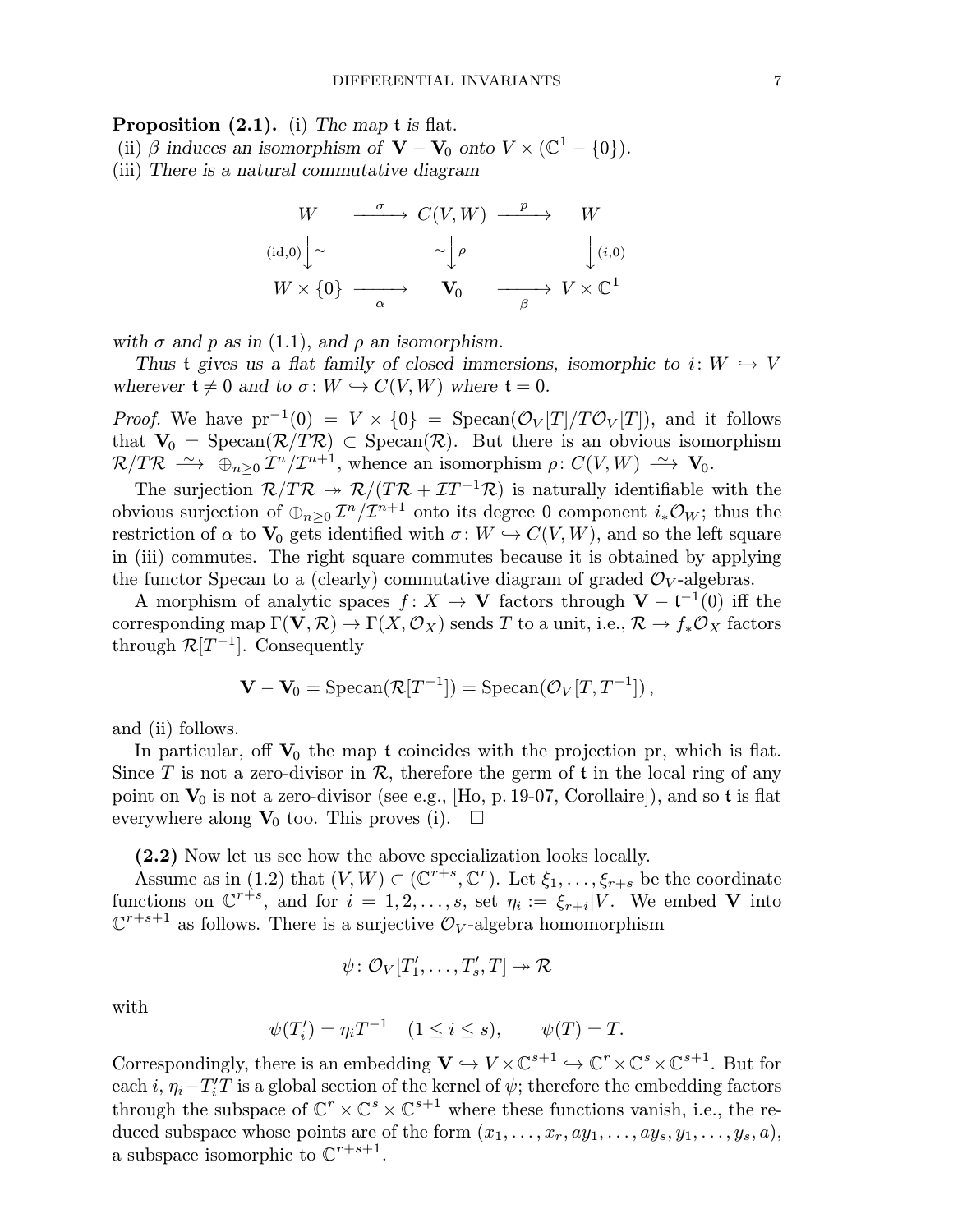**Proposition (2.1).** (i) *The map* $\mathsf{t}$ *is* flat.
(ii) $\beta$ *induces an isomorphism of* $\mathbf{V} - \mathbf{V}_0$ *onto* $V \times (\mathbb{C}^1 - \{0\})$.
(iii) *There is a natural commutative diagram*

$$\begin{array}{ccccc}
W & \xrightarrow{\ \sigma\ } & C(V,W) & \xrightarrow{\ p\ } & W \\
{\scriptstyle (\mathrm{id},0)}\downarrow \simeq & & \simeq \downarrow {\scriptstyle \rho} & & \downarrow {\scriptstyle (i,0)} \\
W \times \{0\} & \xrightarrow[\ \alpha\ ]{} & \mathbf{V}_0 & \xrightarrow[\ \beta\ ]{} & V \times \mathbb{C}^1
\end{array}$$

*with* $\sigma$ *and* $p$ *as in* (1.1), *and* $\rho$ *an isomorphism.*

*Thus* $\mathsf{t}$ *gives us a flat family of closed immersions, isomorphic to* $i\colon W \hookrightarrow V$ *wherever* $\mathsf{t} \neq 0$ *and to* $\sigma\colon W \hookrightarrow C(V,W)$ *where* $\mathsf{t} = 0$.

*Proof.* We have $\mathrm{pr}^{-1}(0) = V \times \{0\} = \mathrm{Specan}(\mathcal{O}_V[T]/T\mathcal{O}_V[T])$, and it follows that $\mathbf{V}_0 = \mathrm{Specan}(\mathcal{R}/T\mathcal{R}) \subset \mathrm{Specan}(\mathcal{R})$. But there is an obvious isomorphism $\mathcal{R}/T\mathcal{R} \xrightarrow{\ \sim\ } \oplus_{n\geq 0}\mathcal{I}^n/\mathcal{I}^{n+1}$, whence an isomorphism $\rho\colon C(V,W) \xrightarrow{\ \sim\ } \mathbf{V}_0$.

The surjection $\mathcal{R}/T\mathcal{R} \twoheadrightarrow \mathcal{R}/(T\mathcal{R} + \mathcal{I}T^{-1}\mathcal{R})$ is naturally identifiable with the obvious surjection of $\oplus_{n\geq 0}\mathcal{I}^n/\mathcal{I}^{n+1}$ onto its degree 0 component $i_*\mathcal{O}_W$; thus the restriction of $\alpha$ to $\mathbf{V}_0$ gets identified with $\sigma\colon W \hookrightarrow C(V,W)$, and so the left square in (iii) commutes. The right square commutes because it is obtained by applying the functor Specan to a (clearly) commutative diagram of graded $\mathcal{O}_V$-algebras.

A morphism of analytic spaces $f\colon X \to \mathbf{V}$ factors through $\mathbf{V} - \mathsf{t}^{-1}(0)$ iff the corresponding map $\Gamma(\mathbf{V},\mathcal{R}) \to \Gamma(X,\mathcal{O}_X)$ sends $T$ to a unit, i.e., $\mathcal{R} \to f_*\mathcal{O}_X$ factors through $\mathcal{R}[T^{-1}]$. Consequently

$$\mathbf{V} - \mathbf{V}_0 = \mathrm{Specan}(\mathcal{R}[T^{-1}]) = \mathrm{Specan}(\mathcal{O}_V[T,T^{-1}])\,,$$

and (ii) follows.

In particular, off $\mathbf{V}_0$ the map $\mathsf{t}$ coincides with the projection pr, which is flat. Since $T$ is not a zero-divisor in $\mathcal{R}$, therefore the germ of $\mathsf{t}$ in the local ring of any point on $\mathbf{V}_0$ is not a zero-divisor (see e.g., [Ho, p. 19-07, Corollaire]), and so $\mathsf{t}$ is flat everywhere along $\mathbf{V}_0$ too. This proves (i). $\square$

**(2.2)** Now let us see how the above specialization looks locally.

Assume as in (1.2) that $(V,W) \subset (\mathbb{C}^{r+s},\mathbb{C}^r)$. Let $\xi_1,\dots,\xi_{r+s}$ be the coordinate functions on $\mathbb{C}^{r+s}$, and for $i = 1,2,\dots,s$, set $\eta_i := \xi_{r+i}|V$. We embed $\mathbf{V}$ into $\mathbb{C}^{r+s+1}$ as follows. There is a surjective $\mathcal{O}_V$-algebra homomorphism

$$\psi\colon \mathcal{O}_V[T'_1,\dots,T'_s,T] \twoheadrightarrow \mathcal{R}$$

with

$$\psi(T'_i) = \eta_i T^{-1} \quad (1 \leq i \leq s), \qquad \psi(T) = T.$$

Correspondingly, there is an embedding $\mathbf{V} \hookrightarrow V \times \mathbb{C}^{s+1} \hookrightarrow \mathbb{C}^r \times \mathbb{C}^s \times \mathbb{C}^{s+1}$. But for each $i$, $\eta_i - T'_iT$ is a global section of the kernel of $\psi$; therefore the embedding factors through the subspace of $\mathbb{C}^r \times \mathbb{C}^s \times \mathbb{C}^{s+1}$ where these functions vanish, i.e., the reduced subspace whose points are of the form $(x_1,\dots,x_r,ay_1,\dots,ay_s,y_1,\dots,y_s,a)$, a subspace isomorphic to $\mathbb{C}^{r+s+1}$.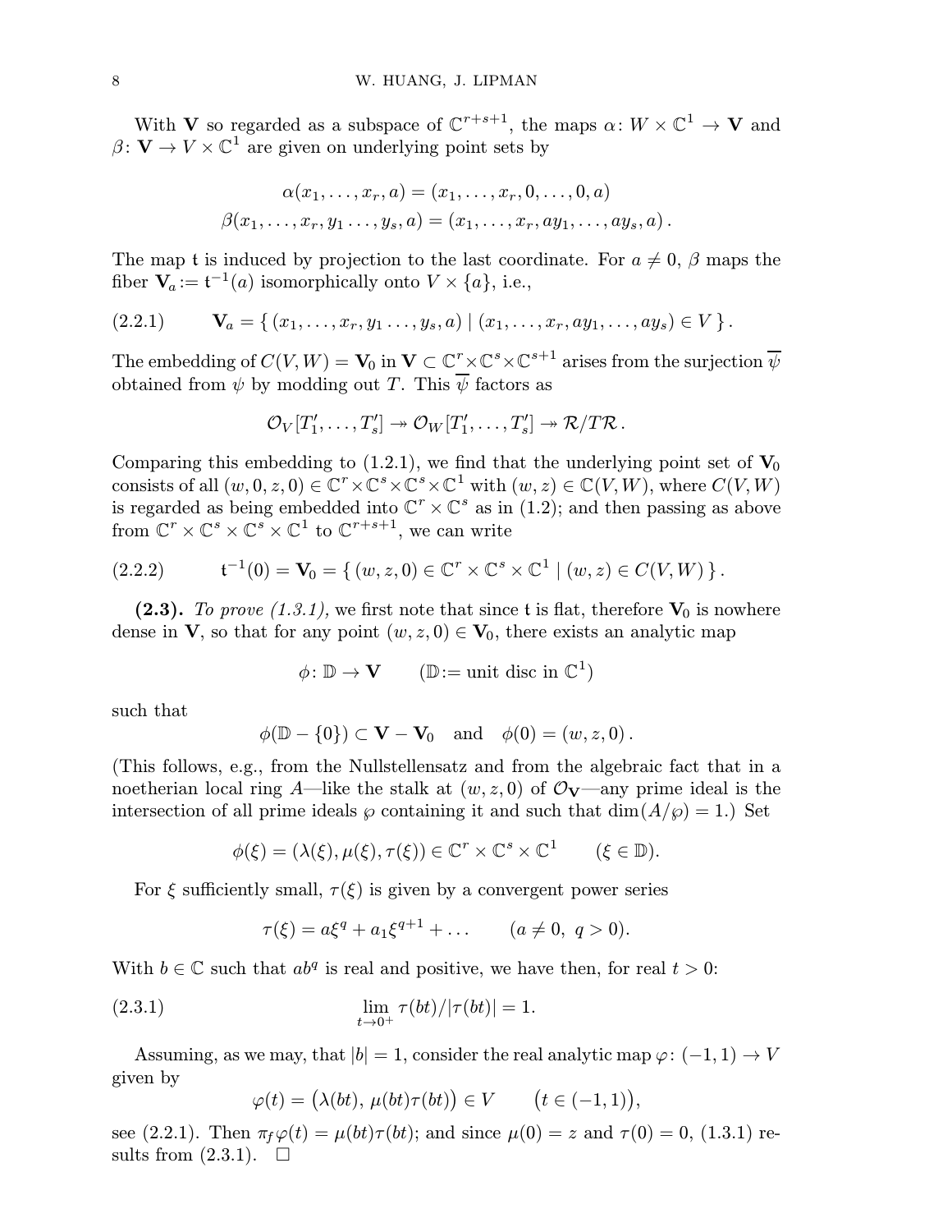With $\mathbf{V}$ so regarded as a subspace of $\mathbb{C}^{r+s+1}$, the maps $\alpha\colon W \times \mathbb{C}^1 \to \mathbf{V}$ and $\beta\colon \mathbf{V} \to V \times \mathbb{C}^1$ are given on underlying point sets by

$$\alpha(x_1, \dots, x_r, a) = (x_1, \dots, x_r, 0, \dots, 0, a)$$
$$\beta(x_1, \dots, x_r, y_1 \dots, y_s, a) = (x_1, \dots, x_r, ay_1, \dots, ay_s, a)\,.$$

The map $\mathsf{t}$ is induced by projection to the last coordinate. For $a \neq 0$, $\beta$ maps the fiber $\mathbf{V}_a := \mathsf{t}^{-1}(a)$ isomorphically onto $V \times \{a\}$, i.e.,

$$\mathbf{V}_a = \{\, (x_1, \dots, x_r, y_1 \dots, y_s, a) \mid (x_1, \dots, x_r, ay_1, \dots, ay_s) \in V \,\}\,. \tag{2.2.1}$$

The embedding of $C(V, W) = \mathbf{V}_0$ in $\mathbf{V} \subset \mathbb{C}^r \times \mathbb{C}^s \times \mathbb{C}^{s+1}$ arises from the surjection $\overline{\psi}$ obtained from $\psi$ by modding out $T$. This $\overline{\psi}$ factors as

$$\mathcal{O}_V[T'_1, \dots, T'_s] \twoheadrightarrow \mathcal{O}_W[T'_1, \dots, T'_s] \twoheadrightarrow \mathcal{R}/T\mathcal{R}\,.$$

Comparing this embedding to (1.2.1), we find that the underlying point set of $\mathbf{V}_0$ consists of all $(w, 0, z, 0) \in \mathbb{C}^r \times \mathbb{C}^s \times \mathbb{C}^s \times \mathbb{C}^1$ with $(w, z) \in \mathbb{C}(V, W)$, where $C(V, W)$ is regarded as being embedded into $\mathbb{C}^r \times \mathbb{C}^s$ as in (1.2); and then passing as above from $\mathbb{C}^r \times \mathbb{C}^s \times \mathbb{C}^s \times \mathbb{C}^1$ to $\mathbb{C}^{r+s+1}$, we can write

$$\mathsf{t}^{-1}(0) = \mathbf{V}_0 = \{\, (w, z, 0) \in \mathbb{C}^r \times \mathbb{C}^s \times \mathbb{C}^1 \mid (w, z) \in C(V, W) \,\}\,. \tag{2.2.2}$$

**(2.3).** *To prove (1.3.1),* we first note that since $\mathsf{t}$ is flat, therefore $\mathbf{V}_0$ is nowhere dense in $\mathbf{V}$, so that for any point $(w, z, 0) \in \mathbf{V}_0$, there exists an analytic map

$$\phi\colon \mathbb{D} \to \mathbf{V} \qquad (\mathbb{D} := \text{unit disc in } \mathbb{C}^1)$$

such that

$$\phi(\mathbb{D} - \{0\}) \subset \mathbf{V} - \mathbf{V}_0 \quad \text{and} \quad \phi(0) = (w, z, 0)\,.$$

(This follows, e.g., from the Nullstellensatz and from the algebraic fact that in a noetherian local ring $A$—like the stalk at $(w, z, 0)$ of $\mathcal{O}_{\mathbf{V}}$—any prime ideal is the intersection of all prime ideals $\wp$ containing it and such that $\dim(A/\wp) = 1$.) Set

$$\phi(\xi) = (\lambda(\xi), \mu(\xi), \tau(\xi)) \in \mathbb{C}^r \times \mathbb{C}^s \times \mathbb{C}^1 \qquad (\xi \in \mathbb{D}).$$

For $\xi$ sufficiently small, $\tau(\xi)$ is given by a convergent power series

$$\tau(\xi) = a\xi^q + a_1\xi^{q+1} + \dots \qquad (a \neq 0,\ q > 0).$$

With $b \in \mathbb{C}$ such that $ab^q$ is real and positive, we have then, for real $t > 0$:

$$\lim_{t \to 0^+} \tau(bt)/|\tau(bt)| = 1. \tag{2.3.1}$$

Assuming, as we may, that $|b| = 1$, consider the real analytic map $\varphi\colon (-1, 1) \to V$ given by

$$\varphi(t) = \big(\lambda(bt),\ \mu(bt)\tau(bt)\big) \in V \qquad \big(t \in (-1, 1)\big),$$

see (2.2.1). Then $\pi_f \varphi(t) = \mu(bt)\tau(bt)$; and since $\mu(0) = z$ and $\tau(0) = 0$, (1.3.1) results from (2.3.1). $\square$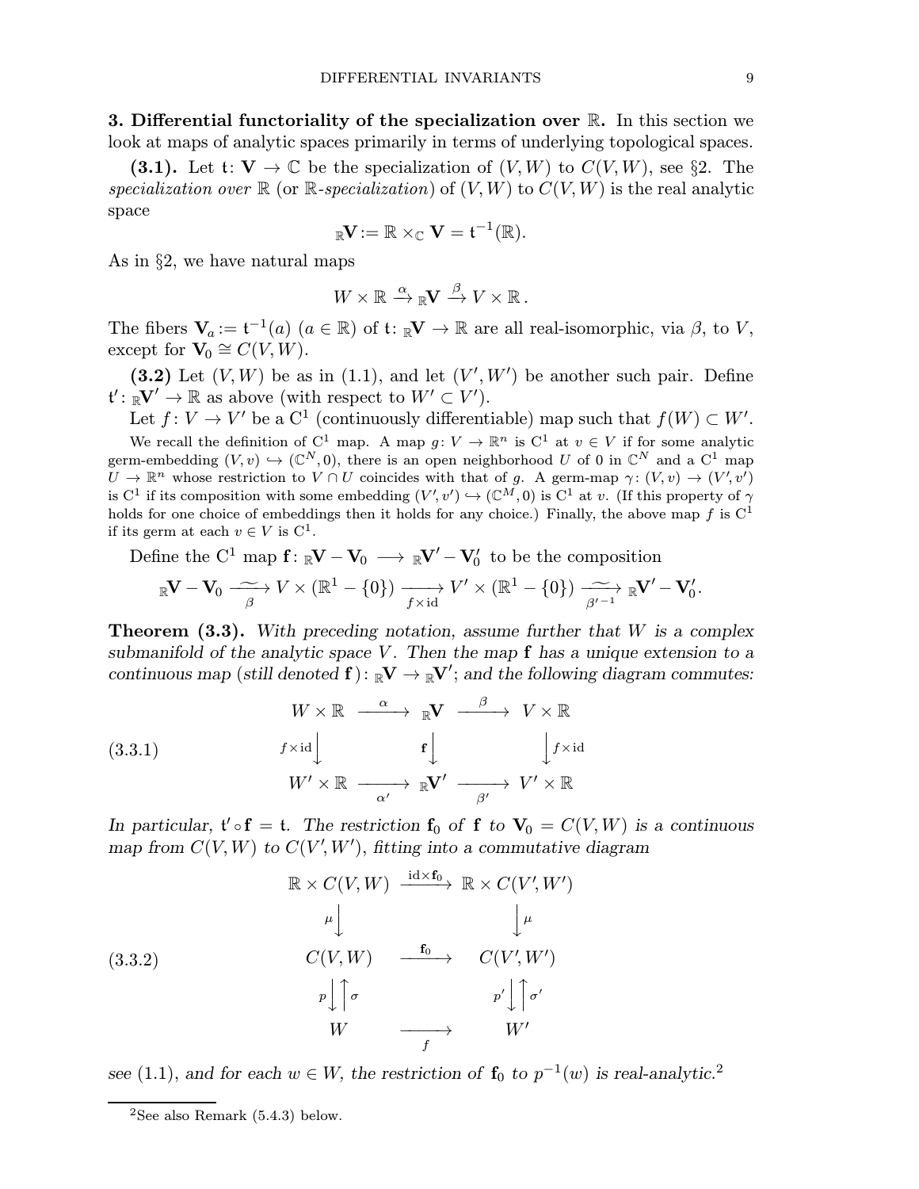**3. Differential functoriality of the specialization over $\mathbb{R}$.** In this section we look at maps of analytic spaces primarily in terms of underlying topological spaces.

**(3.1).** Let $\mathfrak{t}\colon \mathbf{V} \to \mathbb{C}$ be the specialization of $(V, W)$ to $C(V, W)$, see §2. The *specialization over* $\mathbb{R}$ (or $\mathbb{R}$-*specialization*) of $(V, W)$ to $C(V, W)$ is the real analytic space

$$_{\mathbb{R}}\mathbf{V} := \mathbb{R} \times_{\mathbb{C}} \mathbf{V} = \mathfrak{t}^{-1}(\mathbb{R}).$$

As in §2, we have natural maps

$$W \times \mathbb{R} \xrightarrow{\alpha} {_{\mathbb{R}}\mathbf{V}} \xrightarrow{\beta} V \times \mathbb{R}\,.$$

The fibers $\mathbf{V}_a := \mathfrak{t}^{-1}(a)$ ($a \in \mathbb{R}$) of $\mathfrak{t}\colon {_{\mathbb{R}}\mathbf{V}} \to \mathbb{R}$ are all real-isomorphic, via $\beta$, to $V$, except for $\mathbf{V}_0 \cong C(V, W)$.

**(3.2)** Let $(V, W)$ be as in (1.1), and let $(V', W')$ be another such pair. Define $\mathfrak{t}'\colon {_{\mathbb{R}}\mathbf{V}'} \to \mathbb{R}$ as above (with respect to $W' \subset V'$).

Let $f\colon V \to V'$ be a $\mathrm{C}^1$ (continuously differentiable) map such that $f(W) \subset W'$.

We recall the definition of $\mathrm{C}^1$ map. A map $g\colon V \to \mathbb{R}^n$ is $\mathrm{C}^1$ at $v \in V$ if for some analytic germ-embedding $(V, v) \hookrightarrow (\mathbb{C}^N, 0)$, there is an open neighborhood $U$ of $0$ in $\mathbb{C}^N$ and a $\mathrm{C}^1$ map $U \to \mathbb{R}^n$ whose restriction to $V \cap U$ coincides with that of $g$. A germ-map $\gamma\colon (V, v) \to (V', v')$ is $\mathrm{C}^1$ if its composition with some embedding $(V', v') \hookrightarrow (\mathbb{C}^M, 0)$ is $\mathrm{C}^1$ at $v$. (If this property of $\gamma$ holds for one choice of embeddings then it holds for any choice.) Finally, the above map $f$ is $\mathrm{C}^1$ if its germ at each $v \in V$ is $\mathrm{C}^1$.

Define the $\mathrm{C}^1$ map $\mathbf{f}\colon {_{\mathbb{R}}\mathbf{V}} - \mathbf{V}_0 \longrightarrow {_{\mathbb{R}}\mathbf{V}'} - \mathbf{V}'_0$ to be the composition

$$_{\mathbb{R}}\mathbf{V} - \mathbf{V}_0 \underset{\beta}{\xrightarrow{\ \sim\ }} V \times (\mathbb{R}^1 - \{0\}) \underset{f \times \mathrm{id}}{\longrightarrow} V' \times (\mathbb{R}^1 - \{0\}) \underset{\beta'^{-1}}{\xrightarrow{\ \sim\ }} {_{\mathbb{R}}\mathbf{V}'} - \mathbf{V}'_0.$$

**Theorem (3.3).** *With preceding notation, assume further that $W$ is a complex submanifold of the analytic space $V$. Then the map $\mathbf{f}$ has a unique extension to a continuous map (still denoted $\mathbf{f}$)$\colon {_{\mathbb{R}}\mathbf{V}} \to {_{\mathbb{R}}\mathbf{V}'}$; and the following diagram commutes:*

$$\text{(3.3.1)}\qquad \begin{array}{ccccc} W \times \mathbb{R} & \xrightarrow{\ \alpha\ } & {_{\mathbb{R}}\mathbf{V}} & \xrightarrow{\ \beta\ } & V \times \mathbb{R} \\ {\scriptstyle f \times \mathrm{id}}\downarrow & & {\scriptstyle \mathbf{f}}\downarrow & & \downarrow{\scriptstyle f \times \mathrm{id}} \\ W' \times \mathbb{R} & \xrightarrow[\ \alpha'\ ]{} & {_{\mathbb{R}}\mathbf{V}'} & \xrightarrow[\ \beta'\ ]{} & V' \times \mathbb{R} \end{array}$$

*In particular, $\mathfrak{t}' \circ \mathbf{f} = \mathfrak{t}$. The restriction $\mathbf{f}_0$ of $\mathbf{f}$ to $\mathbf{V}_0 = C(V, W)$ is a continuous map from $C(V, W)$ to $C(V', W')$, fitting into a commutative diagram*

$$\text{(3.3.2)}\qquad \begin{array}{ccc} \mathbb{R} \times C(V, W) & \xrightarrow{\ \mathrm{id} \times \mathbf{f}_0\ } & \mathbb{R} \times C(V', W') \\ {\scriptstyle \mu}\downarrow & & \downarrow{\scriptstyle \mu} \\ C(V, W) & \xrightarrow{\ \mathbf{f}_0\ } & C(V', W') \\ {\scriptstyle p}\downarrow\uparrow{\scriptstyle \sigma} & & {\scriptstyle p'}\downarrow\uparrow{\scriptstyle \sigma'} \\ W & \xrightarrow[\ f\ ]{} & W' \end{array}$$

*see* (1.1), *and for each $w \in W$, the restriction of $\mathbf{f}_0$ to $p^{-1}(w)$ is real-analytic.*[2]

[2] See also Remark (5.4.3) below.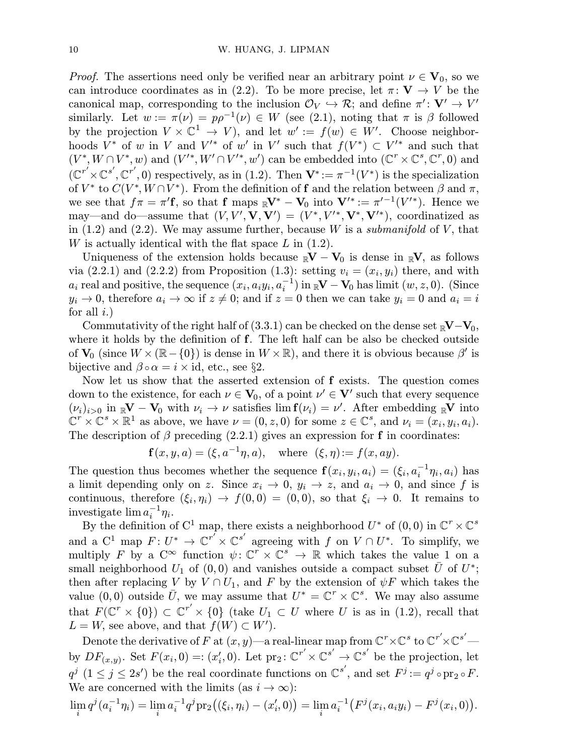*Proof.* The assertions need only be verified near an arbitrary point $\nu \in \mathbf{V}_0$, so we can introduce coordinates as in (2.2). To be more precise, let $\pi\colon \mathbf{V} \to V$ be the canonical map, corresponding to the inclusion $\mathcal{O}_V \hookrightarrow \mathcal{R}$; and define $\pi'\colon \mathbf{V}' \to V'$ similarly. Let $w := \pi(\nu) = p\rho^{-1}(\nu) \in W$ (see (2.1), noting that $\pi$ is $\beta$ followed by the projection $V \times \mathbb{C}^1 \to V$), and let $w' := f(w) \in W'$. Choose neighborhoods $V^*$ of $w$ in $V$ and $V'^*$ of $w'$ in $V'$ such that $f(V^*) \subset V'^*$ and such that $(V^*, W \cap V^*, w)$ and $(V'^*, W' \cap V'^*, w')$ can be embedded into $(\mathbb{C}^r \times \mathbb{C}^s, \mathbb{C}^r, 0)$ and $(\mathbb{C}^{r'} \times \mathbb{C}^{s'}, \mathbb{C}^{r'}, 0)$ respectively, as in (1.2). Then $\mathbf{V}^* := \pi^{-1}(V^*)$ is the specialization of $V^*$ to $C(V^*, W \cap V^*)$. From the definition of $\mathbf{f}$ and the relation between $\beta$ and $\pi$, we see that $f\pi = \pi'\mathbf{f}$, so that $\mathbf{f}$ maps ${}_{\mathbb{R}}\mathbf{V}^* - \mathbf{V}_0$ into $\mathbf{V}'^* := \pi'^{-1}(V'^*)$. Hence we may—and do—assume that $(V, V', \mathbf{V}, \mathbf{V}') = (V^*, V'^*, \mathbf{V}^*, \mathbf{V}'^*)$, coordinatized as in (1.2) and (2.2). We may assume further, because $W$ is a *submanifold* of $V$, that $W$ is actually identical with the flat space $L$ in (1.2).

Uniqueness of the extension holds because ${}_{\mathbb{R}}\mathbf{V} - \mathbf{V}_0$ is dense in ${}_{\mathbb{R}}\mathbf{V}$, as follows via (2.2.1) and (2.2.2) from Proposition (1.3): setting $v_i = (x_i, y_i)$ there, and with $a_i$ real and positive, the sequence $(x_i, a_i y_i, a_i^{-1})$ in ${}_{\mathbb{R}}\mathbf{V} - \mathbf{V}_0$ has limit $(w, z, 0)$. (Since $y_i \to 0$, therefore $a_i \to \infty$ if $z \neq 0$; and if $z = 0$ then we can take $y_i = 0$ and $a_i = i$ for all $i$.)

Commutativity of the right half of (3.3.1) can be checked on the dense set ${}_{\mathbb{R}}\mathbf{V} - \mathbf{V}_0$, where it holds by the definition of $\mathbf{f}$. The left half can be also be checked outside of $\mathbf{V}_0$ (since $W \times (\mathbb{R} - \{0\})$ is dense in $W \times \mathbb{R}$), and there it is obvious because $\beta'$ is bijective and $\beta \circ \alpha = i \times \mathrm{id}$, etc., see §2.

Now let us show that the asserted extension of $\mathbf{f}$ exists. The question comes down to the existence, for each $\nu \in \mathbf{V}_0$, of a point $\nu' \in \mathbf{V}'$ such that every sequence $(\nu_i)_{i>0}$ in ${}_{\mathbb{R}}\mathbf{V} - \mathbf{V}_0$ with $\nu_i \to \nu$ satisfies $\lim \mathbf{f}(\nu_i) = \nu'$. After embedding ${}_{\mathbb{R}}\mathbf{V}$ into $\mathbb{C}^r \times \mathbb{C}^s \times \mathbb{R}^1$ as above, we have $\nu = (0, z, 0)$ for some $z \in \mathbb{C}^s$, and $\nu_i = (x_i, y_i, a_i)$. The description of $\beta$ preceding (2.2.1) gives an expression for $\mathbf{f}$ in coordinates:

$$\mathbf{f}(x, y, a) = (\xi, a^{-1}\eta, a), \quad \text{where} \quad (\xi, \eta) := f(x, ay).$$

The question thus becomes whether the sequence $\mathbf{f}(x_i, y_i, a_i) = (\xi_i, a_i^{-1}\eta_i, a_i)$ has a limit depending only on $z$. Since $x_i \to 0$, $y_i \to z$, and $a_i \to 0$, and since $f$ is continuous, therefore $(\xi_i, \eta_i) \to f(0,0) = (0,0)$, so that $\xi_i \to 0$. It remains to investigate $\lim a_i^{-1}\eta_i$.

By the definition of $\mathrm{C}^1$ map, there exists a neighborhood $U^*$ of $(0,0)$ in $\mathbb{C}^r \times \mathbb{C}^s$ and a $\mathrm{C}^1$ map $F\colon U^* \to \mathbb{C}^{r'} \times \mathbb{C}^{s'}$ agreeing with $f$ on $V \cap U^*$. To simplify, we multiply $F$ by a $\mathrm{C}^\infty$ function $\psi\colon \mathbb{C}^r \times \mathbb{C}^s \to \mathbb{R}$ which takes the value 1 on a small neighborhood $U_1$ of $(0,0)$ and vanishes outside a compact subset $\bar{U}$ of $U^*$; then after replacing $V$ by $V \cap U_1$, and $F$ by the extension of $\psi F$ which takes the value $(0,0)$ outside $\bar{U}$, we may assume that $U^* = \mathbb{C}^r \times \mathbb{C}^s$. We may also assume that $F(\mathbb{C}^r \times \{0\}) \subset \mathbb{C}^{r'} \times \{0\}$ (take $U_1 \subset U$ where $U$ is as in (1.2), recall that $L = W$, see above, and that $f(W) \subset W'$).

Denote the derivative of $F$ at $(x,y)$—a real-linear map from $\mathbb{C}^r \times \mathbb{C}^s$ to $\mathbb{C}^{r'} \times \mathbb{C}^{s'}$—by $DF_{(x,y)}$. Set $F(x_i, 0) =: (x_i', 0)$. Let $\mathrm{pr}_2\colon \mathbb{C}^{r'} \times \mathbb{C}^{s'} \to \mathbb{C}^{s'}$ be the projection, let $q^j$ $(1 \le j \le 2s')$ be the real coordinate functions on $\mathbb{C}^{s'}$, and set $F^j := q^j \circ \mathrm{pr}_2 \circ F$. We are concerned with the limits (as $i \to \infty$):

$$\lim_i q^j(a_i^{-1}\eta_i) = \lim_i a_i^{-1} q^j \mathrm{pr}_2\big((\xi_i, \eta_i) - (x_i', 0)\big) = \lim_i a_i^{-1}\big(F^j(x_i, a_i y_i) - F^j(x_i, 0)\big).$$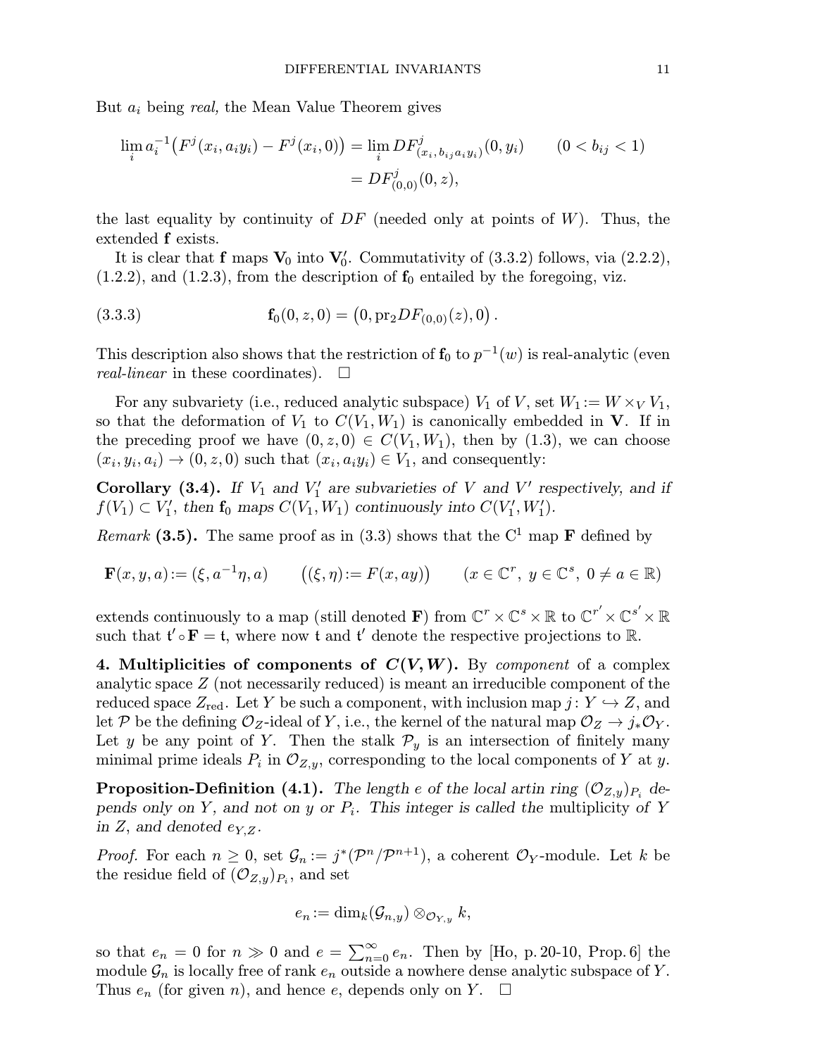But $a_i$ being *real,* the Mean Value Theorem gives

$$\lim_i a_i^{-1}\big(F^j(x_i, a_i y_i) - F^j(x_i, 0)\big) = \lim_i DF^j_{(x_i,\, b_{ij} a_i y_i)}(0, y_i) \qquad (0 < b_{ij} < 1)$$
$$= DF^j_{(0,0)}(0, z),$$

the last equality by continuity of $DF$ (needed only at points of $W$). Thus, the extended $\mathbf{f}$ exists.

It is clear that $\mathbf{f}$ maps $\mathbf{V}_0$ into $\mathbf{V}'_0$. Commutativity of (3.3.2) follows, via (2.2.2), (1.2.2), and (1.2.3), from the description of $\mathbf{f}_0$ entailed by the foregoing, viz.

$$\mathbf{f}_0(0, z, 0) = \big(0, \mathrm{pr}_2 DF_{(0,0)}(z), 0\big). \tag{3.3.3}$$

This description also shows that the restriction of $\mathbf{f}_0$ to $p^{-1}(w)$ is real-analytic (even *real-linear* in these coordinates). □

For any subvariety (i.e., reduced analytic subspace) $V_1$ of $V$, set $W_1 := W \times_V V_1$, so that the deformation of $V_1$ to $C(V_1, W_1)$ is canonically embedded in $\mathbf{V}$. If in the preceding proof we have $(0, z, 0) \in C(V_1, W_1)$, then by (1.3), we can choose $(x_i, y_i, a_i) \to (0, z, 0)$ such that $(x_i, a_i y_i) \in V_1$, and consequently:

**Corollary (3.4).** *If $V_1$ and $V'_1$ are subvarieties of $V$ and $V'$ respectively, and if $f(V_1) \subset V'_1$, then $\mathbf{f}_0$ maps $C(V_1, W_1)$ continuously into $C(V'_1, W'_1)$.*

*Remark* **(3.5).** The same proof as in (3.3) shows that the $\mathrm{C}^1$ map $\mathbf{F}$ defined by

$$\mathbf{F}(x, y, a) := (\xi, a^{-1}\eta, a) \qquad \big((\xi, \eta) := F(x, ay)\big) \qquad (x \in \mathbb{C}^r,\ y \in \mathbb{C}^s,\ 0 \neq a \in \mathbb{R})$$

extends continuously to a map (still denoted $\mathbf{F}$) from $\mathbb{C}^r \times \mathbb{C}^s \times \mathbb{R}$ to $\mathbb{C}^{r'} \times \mathbb{C}^{s'} \times \mathbb{R}$ such that $\mathfrak{t}' \circ \mathbf{F} = \mathfrak{t}$, where now $\mathfrak{t}$ and $\mathfrak{t}'$ denote the respective projections to $\mathbb{R}$.

**4. Multiplicities of components of $C(V, W)$.** By *component* of a complex analytic space $Z$ (not necessarily reduced) is meant an irreducible component of the reduced space $Z_{\mathrm{red}}$. Let $Y$ be such a component, with inclusion map $j\colon Y \hookrightarrow Z$, and let $\mathcal{P}$ be the defining $\mathcal{O}_Z$-ideal of $Y$, i.e., the kernel of the natural map $\mathcal{O}_Z \to j_*\mathcal{O}_Y$. Let $y$ be any point of $Y$. Then the stalk $\mathcal{P}_y$ is an intersection of finitely many minimal prime ideals $P_i$ in $\mathcal{O}_{Z,y}$, corresponding to the local components of $Y$ at $y$.

**Proposition-Definition (4.1).** *The length $e$ of the local artin ring $(\mathcal{O}_{Z,y})_{P_i}$ depends only on $Y$, and not on $y$ or $P_i$. This integer is called the* multiplicity *of $Y$ in $Z$, and denoted $e_{Y,Z}$.*

*Proof.* For each $n \geq 0$, set $\mathcal{G}_n := j^*(\mathcal{P}^n/\mathcal{P}^{n+1})$, a coherent $\mathcal{O}_Y$-module. Let $k$ be the residue field of $(\mathcal{O}_{Z,y})_{P_i}$, and set

$$e_n := \dim_k (\mathcal{G}_{n,y}) \otimes_{\mathcal{O}_{Y,y}} k,$$

so that $e_n = 0$ for $n \gg 0$ and $e = \sum_{n=0}^{\infty} e_n$. Then by [Ho, p. 20-10, Prop. 6] the module $\mathcal{G}_n$ is locally free of rank $e_n$ outside a nowhere dense analytic subspace of $Y$. Thus $e_n$ (for given $n$), and hence $e$, depends only on $Y$. □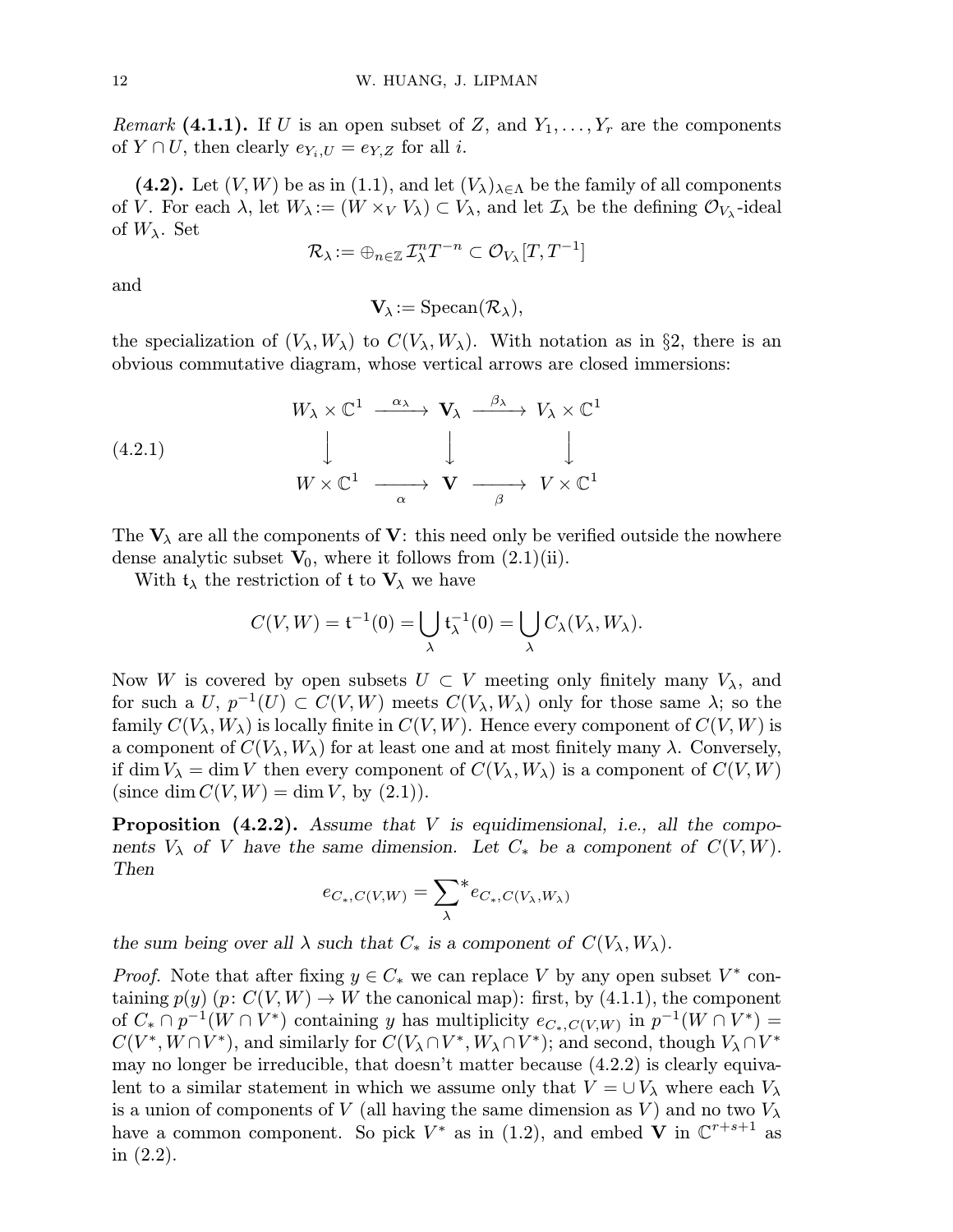*Remark* **(4.1.1).** If $U$ is an open subset of $Z$, and $Y_1, \dots, Y_r$ are the components of $Y \cap U$, then clearly $e_{Y_i,U} = e_{Y,Z}$ for all $i$.

**(4.2).** Let $(V, W)$ be as in (1.1), and let $(V_\lambda)_{\lambda\in\Lambda}$ be the family of all components of $V$. For each $\lambda$, let $W_\lambda := (W \times_V V_\lambda) \subset V_\lambda$, and let $\mathcal{I}_\lambda$ be the defining $\mathcal{O}_{V_\lambda}$-ideal of $W_\lambda$. Set

$$\mathcal{R}_\lambda := \oplus_{n\in\mathbb{Z}} \mathcal{I}_\lambda^n T^{-n} \subset \mathcal{O}_{V_\lambda}[T, T^{-1}]$$

and

$$\mathbf{V}_\lambda := \operatorname{Specan}(\mathcal{R}_\lambda),$$

the specialization of $(V_\lambda, W_\lambda)$ to $C(V_\lambda, W_\lambda)$. With notation as in §2, there is an obvious commutative diagram, whose vertical arrows are closed immersions:

$$(4.2.1) \qquad \begin{array}{ccccc} W_\lambda \times \mathbb{C}^1 & \xrightarrow{\alpha_\lambda} & \mathbf{V}_\lambda & \xrightarrow{\beta_\lambda} & V_\lambda \times \mathbb{C}^1 \\ \big\downarrow & & \big\downarrow & & \big\downarrow \\ W \times \mathbb{C}^1 & \xrightarrow[\alpha]{} & \mathbf{V} & \xrightarrow[\beta]{} & V \times \mathbb{C}^1 \end{array}$$

The $\mathbf{V}_\lambda$ are all the components of $\mathbf{V}$: this need only be verified outside the nowhere dense analytic subset $\mathbf{V}_0$, where it follows from (2.1)(ii).

With $\mathfrak{t}_\lambda$ the restriction of $\mathfrak{t}$ to $\mathbf{V}_\lambda$ we have

$$C(V, W) = \mathfrak{t}^{-1}(0) = \bigcup_\lambda \mathfrak{t}_\lambda^{-1}(0) = \bigcup_\lambda C_\lambda(V_\lambda, W_\lambda).$$

Now $W$ is covered by open subsets $U \subset V$ meeting only finitely many $V_\lambda$, and for such a $U$, $p^{-1}(U) \subset C(V, W)$ meets $C(V_\lambda, W_\lambda)$ only for those same $\lambda$; so the family $C(V_\lambda, W_\lambda)$ is locally finite in $C(V, W)$. Hence every component of $C(V, W)$ is a component of $C(V_\lambda, W_\lambda)$ for at least one and at most finitely many $\lambda$. Conversely, if $\dim V_\lambda = \dim V$ then every component of $C(V_\lambda, W_\lambda)$ is a component of $C(V, W)$ (since $\dim C(V, W) = \dim V$, by (2.1)).

**Proposition (4.2.2).** *Assume that $V$ is equidimensional, i.e., all the components $V_\lambda$ of $V$ have the same dimension. Let $C_*$ be a component of $C(V, W)$. Then*

$$e_{C_*, C(V,W)} = \sum_\lambda{}^{*} e_{C_*, C(V_\lambda, W_\lambda)}$$

*the sum being over all $\lambda$ such that $C_*$ is a component of $C(V_\lambda, W_\lambda)$.*

*Proof.* Note that after fixing $y \in C_*$ we can replace $V$ by any open subset $V^*$ containing $p(y)$ ($p\colon C(V, W) \to W$ the canonical map): first, by (4.1.1), the component of $C_* \cap p^{-1}(W \cap V^*)$ containing $y$ has multiplicity $e_{C_*, C(V,W)}$ in $p^{-1}(W \cap V^*) = C(V^*, W \cap V^*)$, and similarly for $C(V_\lambda \cap V^*, W_\lambda \cap V^*)$; and second, though $V_\lambda \cap V^*$ may no longer be irreducible, that doesn't matter because (4.2.2) is clearly equivalent to a similar statement in which we assume only that $V = \cup V_\lambda$ where each $V_\lambda$ is a union of components of $V$ (all having the same dimension as $V$) and no two $V_\lambda$ have a common component. So pick $V^*$ as in (1.2), and embed $\mathbf{V}$ in $\mathbb{C}^{r+s+1}$ as in (2.2).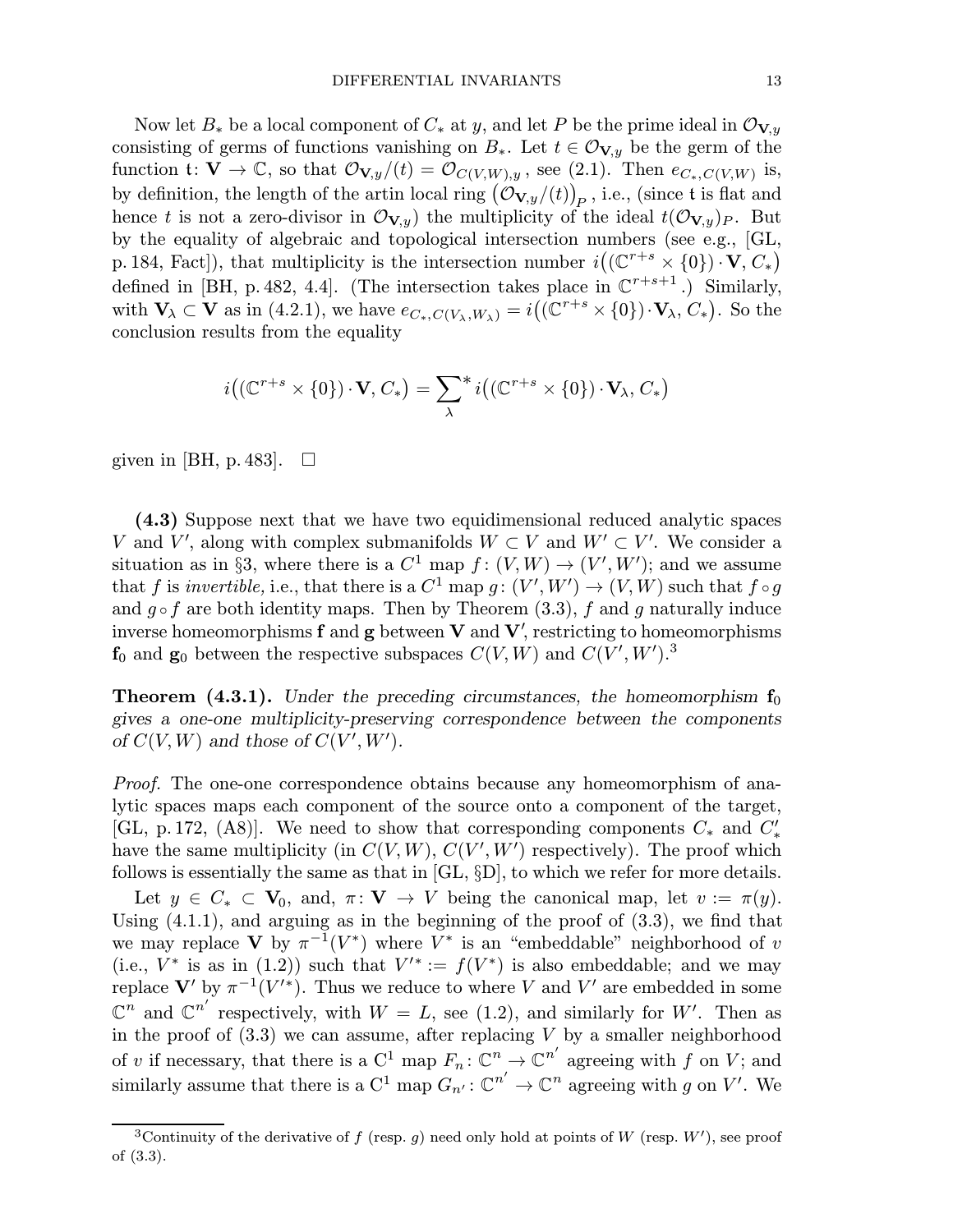Now let $B_*$ be a local component of $C_*$ at $y$, and let $P$ be the prime ideal in $\mathcal{O}_{\mathbf{V},y}$ consisting of germs of functions vanishing on $B_*$. Let $t \in \mathcal{O}_{\mathbf{V},y}$ be the germ of the function $\mathsf{t}\colon \mathbf{V} \to \mathbb{C}$, so that $\mathcal{O}_{\mathbf{V},y}/(t) = \mathcal{O}_{C(V,W),y}$, see (2.1). Then $e_{C_*,C(V,W)}$ is, by definition, the length of the artin local ring $\big(\mathcal{O}_{\mathbf{V},y}/(t)\big)_P$, i.e., (since $\mathsf{t}$ is flat and hence $t$ is not a zero-divisor in $\mathcal{O}_{\mathbf{V},y}$) the multiplicity of the ideal $t(\mathcal{O}_{\mathbf{V},y})_P$. But by the equality of algebraic and topological intersection numbers (see e.g., [GL, p. 184, Fact]), that multiplicity is the intersection number $i\big((\mathbb{C}^{r+s} \times \{0\}) \cdot \mathbf{V}, C_*\big)$ defined in [BH, p. 482, 4.4]. (The intersection takes place in $\mathbb{C}^{r+s+1}$.) Similarly, with $\mathbf{V}_\lambda \subset \mathbf{V}$ as in (4.2.1), we have $e_{C_*,C(V_\lambda,W_\lambda)} = i\big((\mathbb{C}^{r+s} \times \{0\}) \cdot \mathbf{V}_\lambda, C_*\big)$. So the conclusion results from the equality

$$i\big((\mathbb{C}^{r+s} \times \{0\}) \cdot \mathbf{V}, C_*\big) = \sum_\lambda{}^{*}\, i\big((\mathbb{C}^{r+s} \times \{0\}) \cdot \mathbf{V}_\lambda, C_*\big)$$

given in [BH, p. 483]. $\square$

**(4.3)** Suppose next that we have two equidimensional reduced analytic spaces $V$ and $V'$, along with complex submanifolds $W \subset V$ and $W' \subset V'$. We consider a situation as in §3, where there is a $C^1$ map $f\colon (V,W) \to (V',W')$; and we assume that $f$ is *invertible*, i.e., that there is a $C^1$ map $g\colon (V',W') \to (V,W)$ such that $f \circ g$ and $g \circ f$ are both identity maps. Then by Theorem (3.3), $f$ and $g$ naturally induce inverse homeomorphisms $\mathbf{f}$ and $\mathbf{g}$ between $\mathbf{V}$ and $\mathbf{V}'$, restricting to homeomorphisms $\mathbf{f}_0$ and $\mathbf{g}_0$ between the respective subspaces $C(V,W)$ and $C(V',W')$.[3]

**Theorem (4.3.1).** *Under the preceding circumstances, the homeomorphism $\mathbf{f}_0$ gives a one-one multiplicity-preserving correspondence between the components of $C(V,W)$ and those of $C(V',W')$.*

*Proof.* The one-one correspondence obtains because any homeomorphism of analytic spaces maps each component of the source onto a component of the target, [GL, p. 172, (A8)]. We need to show that corresponding components $C_*$ and $C'_*$ have the same multiplicity (in $C(V,W)$, $C(V',W')$ respectively). The proof which follows is essentially the same as that in [GL, §D], to which we refer for more details.

Let $y \in C_* \subset \mathbf{V}_0$, and, $\pi\colon \mathbf{V} \to V$ being the canonical map, let $v := \pi(y)$. Using (4.1.1), and arguing as in the beginning of the proof of (3.3), we find that we may replace $\mathbf{V}$ by $\pi^{-1}(V^*)$ where $V^*$ is an "embeddable" neighborhood of $v$ (i.e., $V^*$ is as in (1.2)) such that $V'^* := f(V^*)$ is also embeddable; and we may replace $\mathbf{V}'$ by $\pi^{-1}(V'^*)$. Thus we reduce to where $V$ and $V'$ are embedded in some $\mathbb{C}^n$ and $\mathbb{C}^{n'}$ respectively, with $W = L$, see (1.2), and similarly for $W'$. Then as in the proof of (3.3) we can assume, after replacing $V$ by a smaller neighborhood of $v$ if necessary, that there is a $\mathrm{C}^1$ map $F_n\colon \mathbb{C}^n \to \mathbb{C}^{n'}$ agreeing with $f$ on $V$; and similarly assume that there is a $\mathrm{C}^1$ map $G_{n'}\colon \mathbb{C}^{n'} \to \mathbb{C}^n$ agreeing with $g$ on $V'$. We

[3] Continuity of the derivative of $f$ (resp. $g$) need only hold at points of $W$ (resp. $W'$), see proof of (3.3).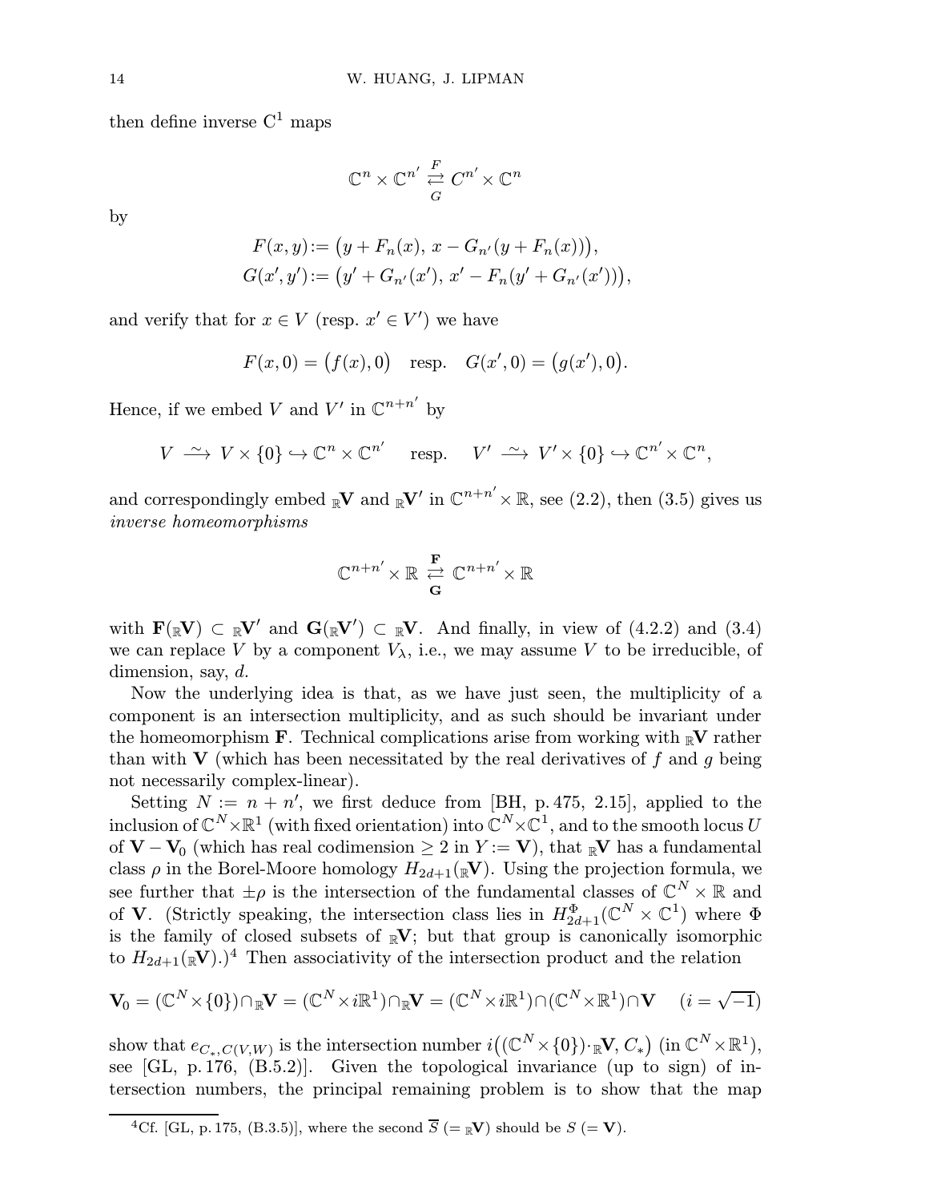then define inverse $\mathrm{C}^1$ maps

$$\mathbb{C}^n \times \mathbb{C}^{n'} \underset{G}{\overset{F}{\rightleftarrows}} C^{n'} \times \mathbb{C}^n$$

by

$$F(x,y) := \big(y + F_n(x),\; x - G_{n'}(y + F_n(x))\big),$$
$$G(x',y') := \big(y' + G_{n'}(x'),\; x' - F_n(y' + G_{n'}(x'))\big),$$

and verify that for $x \in V$ (resp. $x' \in V'$) we have

$$F(x,0) = \big(f(x),0\big) \quad \text{resp.} \quad G(x',0) = \big(g(x'),0\big).$$

Hence, if we embed $V$ and $V'$ in $\mathbb{C}^{n+n'}$ by

$$V \xrightarrow{\;\sim\;} V \times \{0\} \hookrightarrow \mathbb{C}^n \times \mathbb{C}^{n'} \quad \text{resp.} \quad V' \xrightarrow{\;\sim\;} V' \times \{0\} \hookrightarrow \mathbb{C}^{n'} \times \mathbb{C}^n,$$

and correspondingly embed ${}_{\mathbb{R}}\mathbf{V}$ and ${}_{\mathbb{R}}\mathbf{V}'$ in $\mathbb{C}^{n+n'} \times \mathbb{R}$, see (2.2), then (3.5) gives us *inverse homeomorphisms*

$$\mathbb{C}^{n+n'} \times \mathbb{R} \underset{\mathbf{G}}{\overset{\mathbf{F}}{\rightleftarrows}} \mathbb{C}^{n+n'} \times \mathbb{R}$$

with $\mathbf{F}({}_{\mathbb{R}}\mathbf{V}) \subset {}_{\mathbb{R}}\mathbf{V}'$ and $\mathbf{G}({}_{\mathbb{R}}\mathbf{V}') \subset {}_{\mathbb{R}}\mathbf{V}$. And finally, in view of (4.2.2) and (3.4) we can replace $V$ by a component $V_\lambda$, i.e., we may assume $V$ to be irreducible, of dimension, say, $d$.

Now the underlying idea is that, as we have just seen, the multiplicity of a component is an intersection multiplicity, and as such should be invariant under the homeomorphism $\mathbf{F}$. Technical complications arise from working with ${}_{\mathbb{R}}\mathbf{V}$ rather than with $\mathbf{V}$ (which has been necessitated by the real derivatives of $f$ and $g$ being not necessarily complex-linear).

Setting $N := n + n'$, we first deduce from [BH, p. 475, 2.15], applied to the inclusion of $\mathbb{C}^N \times \mathbb{R}^1$ (with fixed orientation) into $\mathbb{C}^N \times \mathbb{C}^1$, and to the smooth locus $U$ of $\mathbf{V} - \mathbf{V}_0$ (which has real codimension $\geq 2$ in $Y := \mathbf{V}$), that ${}_{\mathbb{R}}\mathbf{V}$ has a fundamental class $\rho$ in the Borel-Moore homology $H_{2d+1}({}_{\mathbb{R}}\mathbf{V})$. Using the projection formula, we see further that $\pm\rho$ is the intersection of the fundamental classes of $\mathbb{C}^N \times \mathbb{R}$ and of $\mathbf{V}$. (Strictly speaking, the intersection class lies in $H^{\Phi}_{2d+1}(\mathbb{C}^N \times \mathbb{C}^1)$ where $\Phi$ is the family of closed subsets of ${}_{\mathbb{R}}\mathbf{V}$; but that group is canonically isomorphic to $H_{2d+1}({}_{\mathbb{R}}\mathbf{V})$.)[4] Then associativity of the intersection product and the relation

$$\mathbf{V}_0 = (\mathbb{C}^N \times \{0\}) \cap {}_{\mathbb{R}}\mathbf{V} = (\mathbb{C}^N \times i\mathbb{R}^1) \cap {}_{\mathbb{R}}\mathbf{V} = (\mathbb{C}^N \times i\mathbb{R}^1) \cap (\mathbb{C}^N \times \mathbb{R}^1) \cap \mathbf{V} \quad (i = \sqrt{-1})$$

show that $e_{C_*, C(V,W)}$ is the intersection number $i\big((\mathbb{C}^N \times \{0\}) \cdot {}_{\mathbb{R}}\mathbf{V},\, C_*\big)$ (in $\mathbb{C}^N \times \mathbb{R}^1$), see [GL, p. 176, (B.5.2)]. Given the topological invariance (up to sign) of intersection numbers, the principal remaining problem is to show that the map

[4] Cf. [GL, p. 175, (B.3.5)], where the second $\overline{S}$ $(= {}_{\mathbb{R}}\mathbf{V})$ should be $S$ $(= \mathbf{V})$.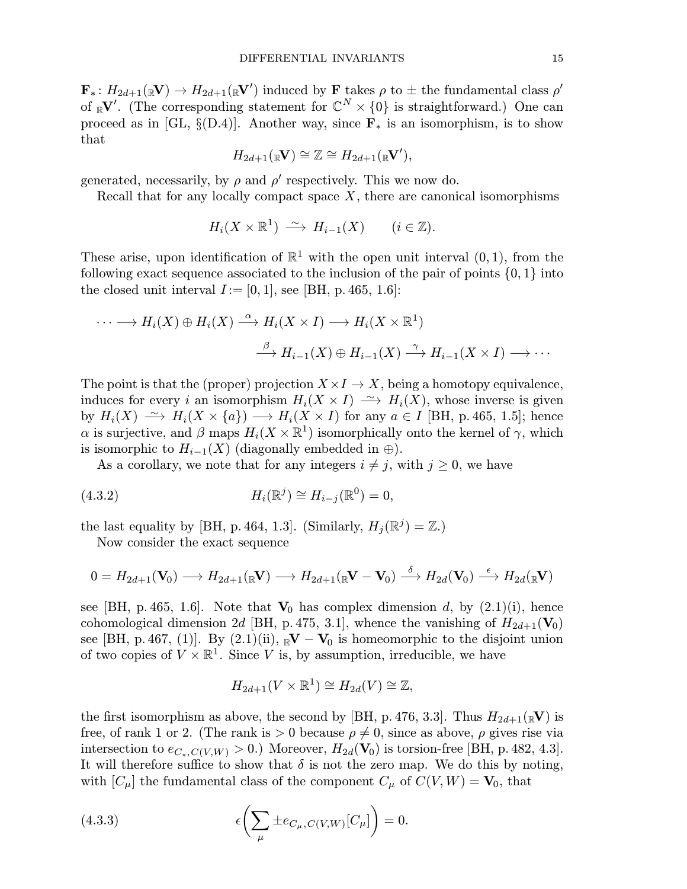$\mathbf{F}_*\colon H_{2d+1}({}_{\mathbb{R}}\mathbf{V}) \to H_{2d+1}({}_{\mathbb{R}}\mathbf{V}')$ induced by $\mathbf{F}$ takes $\rho$ to $\pm$ the fundamental class $\rho'$ of ${}_{\mathbb{R}}\mathbf{V}'$. (The corresponding statement for $\mathbb{C}^N \times \{0\}$ is straightforward.) One can proceed as in [GL, §(D.4)]. Another way, since $\mathbf{F}_*$ is an isomorphism, is to show that

$$H_{2d+1}({}_{\mathbb{R}}\mathbf{V}) \cong \mathbb{Z} \cong H_{2d+1}({}_{\mathbb{R}}\mathbf{V}'),$$

generated, necessarily, by $\rho$ and $\rho'$ respectively. This we now do.

Recall that for any locally compact space $X$, there are canonical isomorphisms

$$H_i(X \times \mathbb{R}^1) \xrightarrow{\sim} H_{i-1}(X) \qquad (i \in \mathbb{Z}).$$

These arise, upon identification of $\mathbb{R}^1$ with the open unit interval $(0,1)$, from the following exact sequence associated to the inclusion of the pair of points $\{0,1\}$ into the closed unit interval $I := [0,1]$, see [BH, p. 465, 1.6]:

$$\cdots \longrightarrow H_i(X) \oplus H_i(X) \xrightarrow{\alpha} H_i(X \times I) \longrightarrow H_i(X \times \mathbb{R}^1)$$
$$\xrightarrow{\beta} H_{i-1}(X) \oplus H_{i-1}(X) \xrightarrow{\gamma} H_{i-1}(X \times I) \longrightarrow \cdots$$

The point is that the (proper) projection $X \times I \to X$, being a homotopy equivalence, induces for every $i$ an isomorphism $H_i(X \times I) \xrightarrow{\sim} H_i(X)$, whose inverse is given by $H_i(X) \xrightarrow{\sim} H_i(X \times \{a\}) \longrightarrow H_i(X \times I)$ for any $a \in I$ [BH, p. 465, 1.5]; hence $\alpha$ is surjective, and $\beta$ maps $H_i(X \times \mathbb{R}^1)$ isomorphically onto the kernel of $\gamma$, which is isomorphic to $H_{i-1}(X)$ (diagonally embedded in $\oplus$).

As a corollary, we note that for any integers $i \neq j$, with $j \geq 0$, we have

$$H_i(\mathbb{R}^j) \cong H_{i-j}(\mathbb{R}^0) = 0, \tag{4.3.2}$$

the last equality by [BH, p. 464, 1.3]. (Similarly, $H_j(\mathbb{R}^j) = \mathbb{Z}$.)

Now consider the exact sequence

$$0 = H_{2d+1}(\mathbf{V}_0) \longrightarrow H_{2d+1}({}_{\mathbb{R}}\mathbf{V}) \longrightarrow H_{2d+1}({}_{\mathbb{R}}\mathbf{V} - \mathbf{V}_0) \xrightarrow{\delta} H_{2d}(\mathbf{V}_0) \xrightarrow{\epsilon} H_{2d}({}_{\mathbb{R}}\mathbf{V})$$

see [BH, p. 465, 1.6]. Note that $\mathbf{V}_0$ has complex dimension $d$, by (2.1)(i), hence cohomological dimension $2d$ [BH, p. 475, 3.1], whence the vanishing of $H_{2d+1}(\mathbf{V}_0)$ see [BH, p. 467, (1)]. By (2.1)(ii), ${}_{\mathbb{R}}\mathbf{V} - \mathbf{V}_0$ is homeomorphic to the disjoint union of two copies of $V \times \mathbb{R}^1$. Since $V$ is, by assumption, irreducible, we have

$$H_{2d+1}(V \times \mathbb{R}^1) \cong H_{2d}(V) \cong \mathbb{Z},$$

the first isomorphism as above, the second by [BH, p. 476, 3.3]. Thus $H_{2d+1}({}_{\mathbb{R}}\mathbf{V})$ is free, of rank 1 or 2. (The rank is $> 0$ because $\rho \neq 0$, since as above, $\rho$ gives rise via intersection to $e_{C_*, C(V,W)} > 0$.) Moreover, $H_{2d}(\mathbf{V}_0)$ is torsion-free [BH, p. 482, 4.3]. It will therefore suffice to show that $\delta$ is not the zero map. We do this by noting, with $[C_\mu]$ the fundamental class of the component $C_\mu$ of $C(V,W) = \mathbf{V}_0$, that

$$\epsilon\bigg(\sum_\mu \pm e_{C_\mu, C(V,W)}[C_\mu]\bigg) = 0. \tag{4.3.3}$$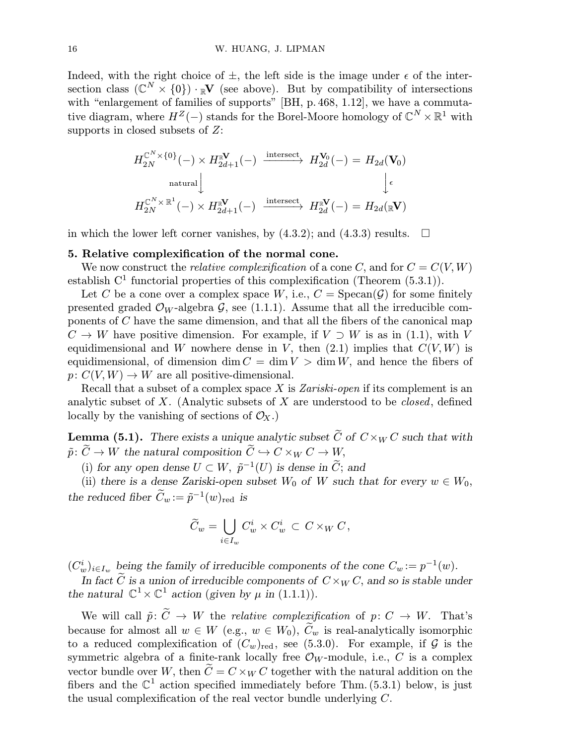Indeed, with the right choice of $\pm$, the left side is the image under $\epsilon$ of the intersection class $(\mathbb{C}^N \times \{0\}) \cdot {}_{\mathbb{R}}\mathbf{V}$ (see above). But by compatibility of intersections with "enlargement of families of supports" [BH, p. 468, 1.12], we have a commutative diagram, where $H^Z(-)$ stands for the Borel-Moore homology of $\mathbb{C}^N \times \mathbb{R}^1$ with supports in closed subsets of $Z$:

$$
\begin{array}{ccc}
H_{2N}^{\mathbb{C}^N\times\{0\}}(-) \times H_{2d+1}^{{}_{\mathbb{R}}\mathbf{V}}(-) & \xrightarrow{\text{intersect}} & H_{2d}^{\mathbf{V}_0}(-) = H_{2d}(\mathbf{V}_0) \\
{\scriptstyle\text{natural}}\big\downarrow & & \big\downarrow{\scriptstyle\epsilon} \\
H_{2N}^{\mathbb{C}^N\times\mathbb{R}^1}(-) \times H_{2d+1}^{{}_{\mathbb{R}}\mathbf{V}}(-) & \xrightarrow{\text{intersect}} & H_{2d}^{{}_{\mathbb{R}}\mathbf{V}}(-) = H_{2d}({}_{\mathbb{R}}\mathbf{V})
\end{array}
$$

in which the lower left corner vanishes, by (4.3.2); and (4.3.3) results. $\square$

## 5. Relative complexification of the normal cone.

We now construct the *relative complexification* of a cone $C$, and for $C = C(V,W)$ establish $\mathrm{C}^1$ functorial properties of this complexification (Theorem (5.3.1)).

Let $C$ be a cone over a complex space $W$, i.e., $C = \mathrm{Specan}(\mathcal{G})$ for some finitely presented graded $\mathcal{O}_W$-algebra $\mathcal{G}$, see (1.1.1). Assume that all the irreducible components of $C$ have the same dimension, and that all the fibers of the canonical map $C \to W$ have positive dimension. For example, if $V \supset W$ is as in (1.1), with $V$ equidimensional and $W$ nowhere dense in $V$, then (2.1) implies that $C(V,W)$ is equidimensional, of dimension $\dim C = \dim V > \dim W$, and hence the fibers of $p\colon C(V,W) \to W$ are all positive-dimensional.

Recall that a subset of a complex space $X$ is *Zariski-open* if its complement is an analytic subset of $X$. (Analytic subsets of $X$ are understood to be *closed*, defined locally by the vanishing of sections of $\mathcal{O}_X$.)

**Lemma (5.1).** *There exists a unique analytic subset $\widetilde{C}$ of $C \times_W C$ such that with $\tilde{p}\colon \widetilde{C} \to W$ the natural composition $\widetilde{C} \hookrightarrow C \times_W C \to W$,*

(i) *for any open dense $U \subset W$, $\tilde{p}^{-1}(U)$ is dense in $\widetilde{C}$; and*

(ii) *there is a dense Zariski-open subset $W_0$ of $W$ such that for every $w \in W_0$, the reduced fiber $\widetilde{C}_w := \tilde{p}^{-1}(w)_{\mathrm{red}}$ is*

$$\widetilde{C}_w = \bigcup_{i \in I_w} C_w^i \times C_w^i \subset C \times_W C,$$

*$(C_w^i)_{i\in I_w}$ being the family of irreducible components of the cone $C_w := p^{-1}(w)$.*

*In fact $\widetilde{C}$ is a union of irreducible components of $C \times_W C$, and so is stable under the natural $\mathbb{C}^1 \times \mathbb{C}^1$ action (given by $\mu$ in (1.1.1)).*

We will call $\tilde{p}\colon \widetilde{C} \to W$ the *relative complexification* of $p\colon C \to W$. That's because for almost all $w \in W$ (e.g., $w \in W_0$), $\widetilde{C}_w$ is real-analytically isomorphic to a reduced complexification of $(C_w)_{\mathrm{red}}$, see (5.3.0). For example, if $\mathcal{G}$ is the symmetric algebra of a finite-rank locally free $\mathcal{O}_W$-module, i.e., $C$ is a complex vector bundle over $W$, then $\widetilde{C} = C \times_W C$ together with the natural addition on the fibers and the $\mathbb{C}^1$ action specified immediately before Thm. (5.3.1) below, is just the usual complexification of the real vector bundle underlying $C$.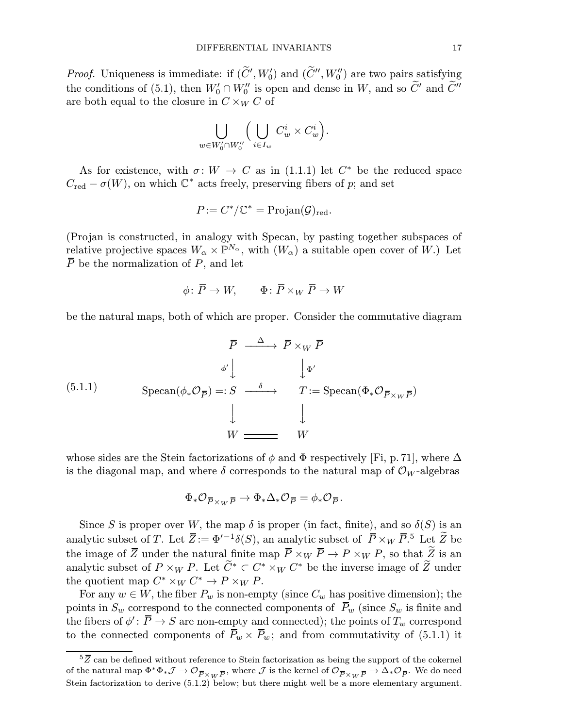*Proof.* Uniqueness is immediate: if $(\widetilde{C}', W_0')$ and $(\widetilde{C}'', W_0'')$ are two pairs satisfying the conditions of (5.1), then $W_0' \cap W_0''$ is open and dense in $W$, and so $\widetilde{C}'$ and $\widetilde{C}''$ are both equal to the closure in $C \times_W C$ of

$$\bigcup_{w \in W_0' \cap W_0''} \Big( \bigcup_{i \in I_w} C_w^i \times C_w^i \Big).$$

As for existence, with $\sigma \colon W \to C$ as in (1.1.1) let $C^*$ be the reduced space $C_{\mathrm{red}} - \sigma(W)$, on which $\mathbb{C}^*$ acts freely, preserving fibers of $p$; and set

$$P := C^*/\mathbb{C}^* = \mathrm{Projan}(\mathcal{G})_{\mathrm{red}}.$$

(Projan is constructed, in analogy with Specan, by pasting together subspaces of relative projective spaces $W_\alpha \times \mathbb{P}^{N_\alpha}$, with $(W_\alpha)$ a suitable open cover of $W$.) Let $\overline{P}$ be the normalization of $P$, and let

$$\phi \colon \overline{P} \to W, \qquad \Phi \colon \overline{P} \times_W \overline{P} \to W$$

be the natural maps, both of which are proper. Consider the commutative diagram

$$\text{(5.1.1)} \qquad \begin{array}{ccc} \overline{P} & \xrightarrow{\ \Delta\ } & \overline{P} \times_W \overline{P} \\ {\scriptstyle \phi'}\big\downarrow & & \big\downarrow{\scriptstyle \Phi'} \\ \mathrm{Specan}(\phi_* \mathcal{O}_{\overline{P}}) =: S & \xrightarrow{\ \delta\ } & T := \mathrm{Specan}(\Phi_* \mathcal{O}_{\overline{P} \times_W \overline{P}}) \\ \big\downarrow & & \big\downarrow \\ W & =\!=\!= & W \end{array}$$

whose sides are the Stein factorizations of $\phi$ and $\Phi$ respectively [Fi, p. 71], where $\Delta$ is the diagonal map, and where $\delta$ corresponds to the natural map of $\mathcal{O}_W$-algebras

$$\Phi_* \mathcal{O}_{\overline{P} \times_W \overline{P}} \to \Phi_* \Delta_* \mathcal{O}_{\overline{P}} = \phi_* \mathcal{O}_{\overline{P}}.$$

Since $S$ is proper over $W$, the map $\delta$ is proper (in fact, finite), and so $\delta(S)$ is an analytic subset of $T$. Let $\overline{Z} := \Phi'^{-1}\delta(S)$, an analytic subset of $\overline{P} \times_W \overline{P}$.[5] Let $\widetilde{Z}$ be the image of $\overline{Z}$ under the natural finite map $\overline{P} \times_W \overline{P} \to P \times_W P$, so that $\widetilde{Z}$ is an analytic subset of $P \times_W P$. Let $\widetilde{C}^* \subset C^* \times_W C^*$ be the inverse image of $\widetilde{Z}$ under the quotient map $C^* \times_W C^* \to P \times_W P$.

For any $w \in W$, the fiber $P_w$ is non-empty (since $C_w$ has positive dimension); the points in $S_w$ correspond to the connected components of $\overline{P}_w$ (since $S_w$ is finite and the fibers of $\phi' \colon \overline{P} \to S$ are non-empty and connected); the points of $T_w$ correspond to the connected components of $\overline{P}_w \times \overline{P}_w$; and from commutativity of (5.1.1) it

---

[5] $\overline{Z}$ can be defined without reference to Stein factorization as being the support of the cokernel of the natural map $\Phi^* \Phi_* \mathcal{J} \to \mathcal{O}_{\overline{P} \times_W \overline{P}}$, where $\mathcal{J}$ is the kernel of $\mathcal{O}_{\overline{P} \times_W \overline{P}} \to \Delta_* \mathcal{O}_{\overline{P}}$. We do need Stein factorization to derive (5.1.2) below; but there might well be a more elementary argument.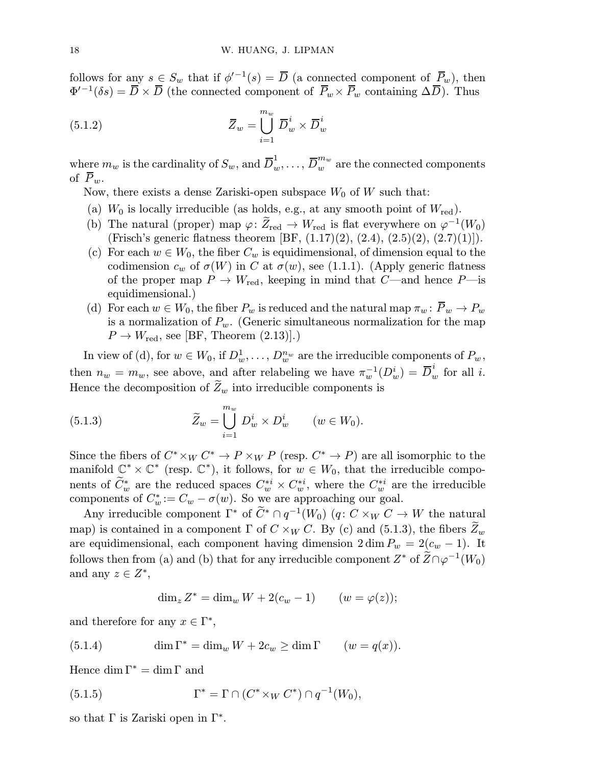follows for any $s \in S_w$ that if $\phi'^{-1}(s) = \overline{D}$ (a connected component of $\overline{P}_w$), then $\Phi'^{-1}(\delta s) = \overline{D} \times \overline{D}$ (the connected component of $\overline{P}_w \times \overline{P}_w$ containing $\Delta\overline{D}$). Thus

$$\overline{Z}_w = \bigcup_{i=1}^{m_w} \overline{D}_w^i \times \overline{D}_w^i \tag{5.1.2}$$

where $m_w$ is the cardinality of $S_w$, and $\overline{D}_w^1, \ldots, \overline{D}_w^{m_w}$ are the connected components of $\overline{P}_w$.

Now, there exists a dense Zariski-open subspace $W_0$ of $W$ such that:

(a) $W_0$ is locally irreducible (as holds, e.g., at any smooth point of $W_{\text{red}}$).

(b) The natural (proper) map $\varphi\colon \widetilde{Z}_{\text{red}} \to W_{\text{red}}$ is flat everywhere on $\varphi^{-1}(W_0)$ (Frisch's generic flatness theorem [BF, (1.17)(2), (2.4), (2.5)(2), (2.7)(1)]).

(c) For each $w \in W_0$, the fiber $C_w$ is equidimensional, of dimension equal to the codimension $c_w$ of $\sigma(W)$ in $C$ at $\sigma(w)$, see (1.1.1). (Apply generic flatness of the proper map $P \to W_{\text{red}}$, keeping in mind that $C$—and hence $P$—is equidimensional.)

(d) For each $w \in W_0$, the fiber $P_w$ is reduced and the natural map $\pi_w\colon \overline{P}_w \to P_w$ is a normalization of $P_w$. (Generic simultaneous normalization for the map $P \to W_{\text{red}}$, see [BF, Theorem (2.13)].)

In view of (d), for $w \in W_0$, if $D_w^1, \ldots, D_w^{n_w}$ are the irreducible components of $P_w$, then $n_w = m_w$, see above, and after relabeling we have $\pi_w^{-1}(D_w^i) = \overline{D}_w^i$ for all $i$. Hence the decomposition of $\widetilde{Z}_w$ into irreducible components is

$$\widetilde{Z}_w = \bigcup_{i=1}^{m_w} D_w^i \times D_w^i \qquad (w \in W_0). \tag{5.1.3}$$

Since the fibers of $C^* \times_W C^* \to P \times_W P$ (resp. $C^* \to P$) are all isomorphic to the manifold $\mathbb{C}^* \times \mathbb{C}^*$ (resp. $\mathbb{C}^*$), it follows, for $w \in W_0$, that the irreducible components of $\widetilde{C}_w^*$ are the reduced spaces $C_w^{*i} \times C_w^{*i}$, where the $C_w^{*i}$ are the irreducible components of $C_w^* := C_w - \sigma(w)$. So we are approaching our goal.

Any irreducible component $\Gamma^*$ of $\widetilde{C}^* \cap q^{-1}(W_0)$ ($q\colon C \times_W C \to W$ the natural map) is contained in a component $\Gamma$ of $C \times_W C$. By (c) and (5.1.3), the fibers $\widetilde{Z}_w$ are equidimensional, each component having dimension $2 \dim P_w = 2(c_w - 1)$. It follows then from (a) and (b) that for any irreducible component $Z^*$ of $\widetilde{Z} \cap \varphi^{-1}(W_0)$ and any $z \in Z^*$,

$$\dim_z Z^* = \dim_w W + 2(c_w - 1) \qquad (w = \varphi(z));$$

and therefore for any $x \in \Gamma^*$,

$$\dim \Gamma^* = \dim_w W + 2c_w \geq \dim \Gamma \qquad (w = q(x)). \tag{5.1.4}$$

Hence $\dim \Gamma^* = \dim \Gamma$ and

$$\Gamma^* = \Gamma \cap (C^* \times_W C^*) \cap q^{-1}(W_0), \tag{5.1.5}$$

so that $\Gamma$ is Zariski open in $\Gamma^*$.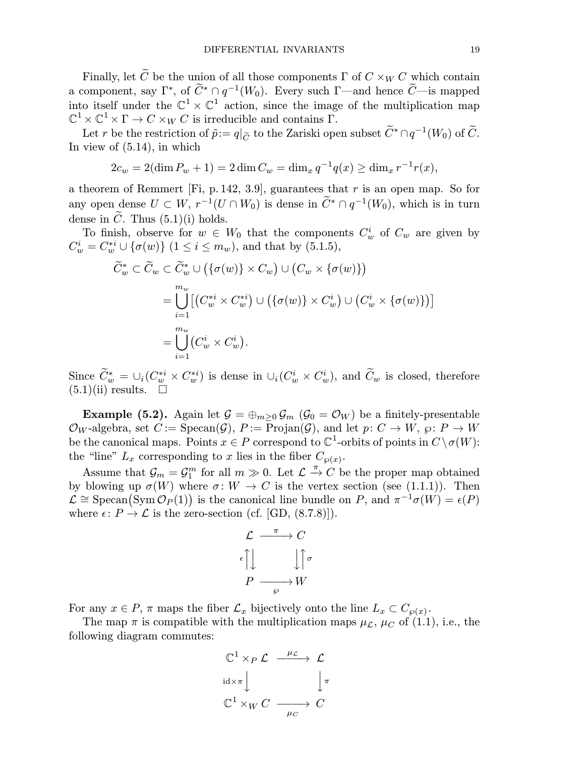Finally, let $\widetilde{C}$ be the union of all those components $\Gamma$ of $C \times_W C$ which contain a component, say $\Gamma^*$, of $\widetilde{C}^* \cap q^{-1}(W_0)$. Every such $\Gamma$—and hence $\widetilde{C}$—is mapped into itself under the $\mathbb{C}^1 \times \mathbb{C}^1$ action, since the image of the multiplication map $\mathbb{C}^1 \times \mathbb{C}^1 \times \Gamma \to C \times_W C$ is irreducible and contains $\Gamma$.

Let $r$ be the restriction of $\tilde{p} := q|_{\widetilde{C}}$ to the Zariski open subset $\widetilde{C}^* \cap q^{-1}(W_0)$ of $\widetilde{C}$. In view of (5.14), in which

$$2c_w = 2(\dim P_w + 1) = 2\dim C_w = \dim_x q^{-1}q(x) \geq \dim_x r^{-1}r(x),$$

a theorem of Remmert [Fi, p. 142, 3.9], guarantees that $r$ is an open map. So for any open dense $U \subset W$, $r^{-1}(U \cap W_0)$ is dense in $\widetilde{C}^* \cap q^{-1}(W_0)$, which is in turn dense in $\widetilde{C}$. Thus (5.1)(i) holds.

To finish, observe for $w \in W_0$ that the components $C_w^i$ of $C_w$ are given by $C_w^i = C_w^{*i} \cup \{\sigma(w)\}$ $(1 \leq i \leq m_w)$, and that by (5.1.5),

$$\begin{aligned}
\widetilde{C}_w^* \subset \widetilde{C}_w &\subset \widetilde{C}_w^* \cup \big(\{\sigma(w)\} \times C_w\big) \cup \big(C_w \times \{\sigma(w)\}\big) \\
&= \bigcup_{i=1}^{m_w} \big[\big(C_w^{*i} \times C_w^{*i}\big) \cup \big(\{\sigma(w)\} \times C_w^i\big) \cup \big(C_w^i \times \{\sigma(w)\}\big)\big] \\
&= \bigcup_{i=1}^{m_w} \big(C_w^i \times C_w^i\big).
\end{aligned}$$

Since $\widetilde{C}_w^* = \cup_i (C_w^{*i} \times C_w^{*i})$ is dense in $\cup_i (C_w^i \times C_w^i)$, and $\widetilde{C}_w$ is closed, therefore (5.1)(ii) results. $\square$

**Example (5.2).** Again let $\mathcal{G} = \oplus_{m \geq 0} \mathcal{G}_m$ $(\mathcal{G}_0 = \mathcal{O}_W)$ be a finitely-presentable $\mathcal{O}_W$-algebra, set $C := \operatorname{Specan}(\mathcal{G})$, $P := \operatorname{Projan}(\mathcal{G})$, and let $p\colon C \to W$, $\wp\colon P \to W$ be the canonical maps. Points $x \in P$ correspond to $\mathbb{C}^1$-orbits of points in $C \setminus \sigma(W)$: the "line" $L_x$ corresponding to $x$ lies in the fiber $C_{\wp(x)}$.

Assume that $\mathcal{G}_m = \mathcal{G}_1^m$ for all $m \gg 0$. Let $\mathcal{L} \xrightarrow{\pi} C$ be the proper map obtained by blowing up $\sigma(W)$ where $\sigma\colon W \to C$ is the vertex section (see (1.1.1)). Then $\mathcal{L} \cong \operatorname{Specan}\big(\operatorname{Sym} \mathcal{O}_P(1)\big)$ is the canonical line bundle on $P$, and $\pi^{-1}\sigma(W) = \epsilon(P)$ where $\epsilon\colon P \to \mathcal{L}$ is the zero-section (cf. [GD, (8.7.8)]).

$$\begin{array}{ccc}
\mathcal{L} & \xrightarrow{\ \pi\ } & C \\
{\scriptstyle \epsilon}\uparrow\downarrow & & \downarrow\uparrow{\scriptstyle \sigma} \\
P & \xrightarrow[\ \wp\ ]{} & W
\end{array}$$

For any $x \in P$, $\pi$ maps the fiber $\mathcal{L}_x$ bijectively onto the line $L_x \subset C_{\wp(x)}$.

The map $\pi$ is compatible with the multiplication maps $\mu_{\mathcal{L}}$, $\mu_C$ of (1.1), i.e., the following diagram commutes:

$$\begin{array}{ccc}
\mathbb{C}^1 \times_P \mathcal{L} & \xrightarrow{\ \mu_{\mathcal{L}}\ } & \mathcal{L} \\
{\scriptstyle \mathrm{id} \times \pi}\downarrow & & \downarrow{\scriptstyle \pi} \\
\mathbb{C}^1 \times_W C & \xrightarrow[\ \mu_C\ ]{} & C
\end{array}$$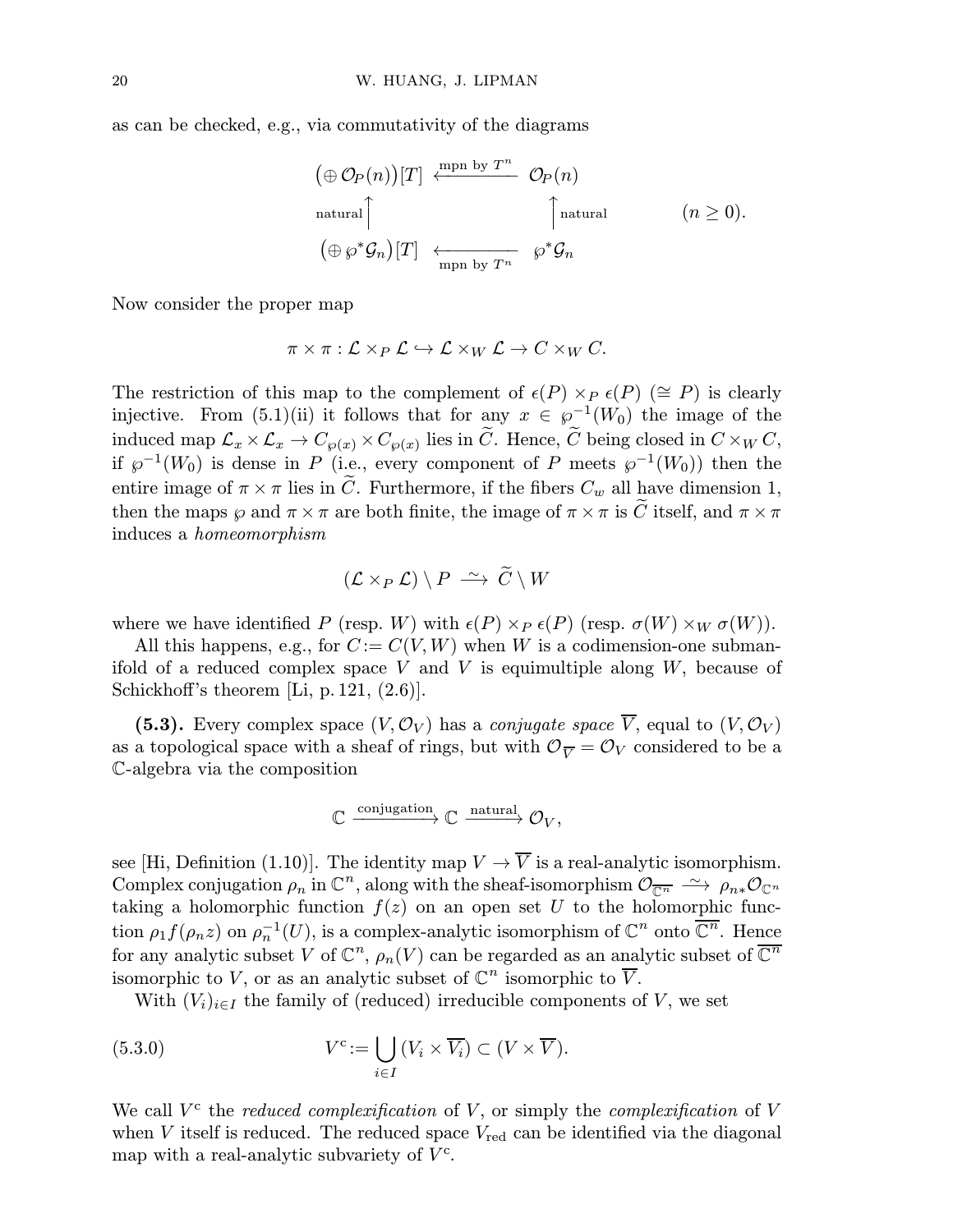as can be checked, e.g., via commutativity of the diagrams

$$\begin{array}{ccc} \big(\oplus\,\mathcal{O}_P(n)\big)[T] & \xleftarrow{\text{mpn by } T^n} & \mathcal{O}_P(n) \\ {\scriptstyle\text{natural}}\big\uparrow & & \big\uparrow{\scriptstyle\text{natural}} \\ \big(\oplus\,\wp^*\mathcal{G}_n\big)[T] & \xleftarrow[\text{mpn by } T^n]{} & \wp^*\mathcal{G}_n \end{array} \qquad (n \ge 0).$$

Now consider the proper map

$$\pi\times\pi : \mathcal{L}\times_P \mathcal{L} \hookrightarrow \mathcal{L}\times_W \mathcal{L} \to C\times_W C.$$

The restriction of this map to the complement of $\epsilon(P)\times_P \epsilon(P)$ ($\cong P$) is clearly injective. From (5.1)(ii) it follows that for any $x\in \wp^{-1}(W_0)$ the image of the induced map $\mathcal{L}_x\times\mathcal{L}_x \to C_{\wp(x)}\times C_{\wp(x)}$ lies in $\widetilde{C}$. Hence, $\widetilde{C}$ being closed in $C\times_W C$, if $\wp^{-1}(W_0)$ is dense in $P$ (i.e., every component of $P$ meets $\wp^{-1}(W_0)$) then the entire image of $\pi\times\pi$ lies in $\widetilde{C}$. Furthermore, if the fibers $C_w$ all have dimension 1, then the maps $\wp$ and $\pi\times\pi$ are both finite, the image of $\pi\times\pi$ is $\widetilde{C}$ itself, and $\pi\times\pi$ induces a *homeomorphism*

$$(\mathcal{L}\times_P\mathcal{L})\setminus P \xrightarrow{\ \sim\ } \widetilde{C}\setminus W$$

where we have identified $P$ (resp. $W$) with $\epsilon(P)\times_P\epsilon(P)$ (resp. $\sigma(W)\times_W\sigma(W)$).

All this happens, e.g., for $C := C(V,W)$ when $W$ is a codimension-one submanifold of a reduced complex space $V$ and $V$ is equimultiple along $W$, because of Schickhoff's theorem [Li, p. 121, (2.6)].

**(5.3).** Every complex space $(V,\mathcal{O}_V)$ has a *conjugate space* $\overline{V}$, equal to $(V,\mathcal{O}_V)$ as a topological space with a sheaf of rings, but with $\mathcal{O}_{\overline{V}} = \mathcal{O}_V$ considered to be a $\mathbb{C}$-algebra via the composition

$$\mathbb{C} \xrightarrow{\text{conjugation}} \mathbb{C} \xrightarrow{\text{natural}} \mathcal{O}_V,$$

see [Hi, Definition (1.10)]. The identity map $V\to\overline{V}$ is a real-analytic isomorphism. Complex conjugation $\rho_n$ in $\mathbb{C}^n$, along with the sheaf-isomorphism $\mathcal{O}_{\overline{\mathbb{C}^n}} \xrightarrow{\ \sim\ } \rho_{n*}\mathcal{O}_{\mathbb{C}^n}$ taking a holomorphic function $f(z)$ on an open set $U$ to the holomorphic function $\rho_1 f(\rho_n z)$ on $\rho_n^{-1}(U)$, is a complex-analytic isomorphism of $\mathbb{C}^n$ onto $\overline{\mathbb{C}^n}$. Hence for any analytic subset $V$ of $\mathbb{C}^n$, $\rho_n(V)$ can be regarded as an analytic subset of $\overline{\mathbb{C}^n}$ isomorphic to $V$, or as an analytic subset of $\mathbb{C}^n$ isomorphic to $\overline{V}$.

With $(V_i)_{i\in I}$ the family of (reduced) irreducible components of $V$, we set

$$V^{\mathrm{c}} := \bigcup_{i\in I}(V_i\times\overline{V_i}) \subset (V\times\overline{V}). \tag{5.3.0}$$

We call $V^{\mathrm{c}}$ the *reduced complexification* of $V$, or simply the *complexification* of $V$ when $V$ itself is reduced. The reduced space $V_{\mathrm{red}}$ can be identified via the diagonal map with a real-analytic subvariety of $V^{\mathrm{c}}$.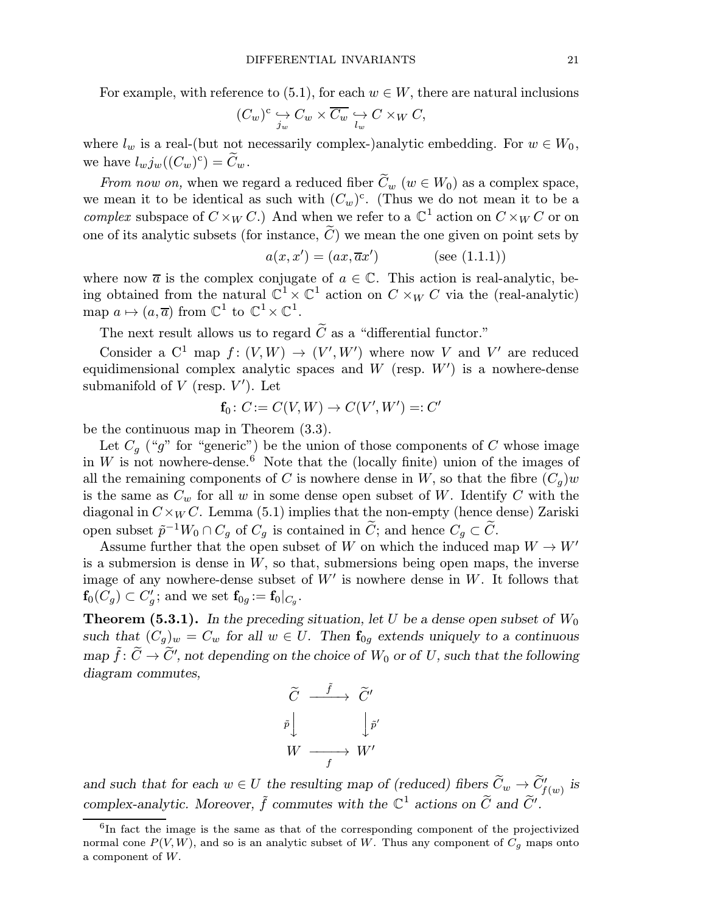For example, with reference to (5.1), for each $w \in W$, there are natural inclusions

$$(C_w)^{\mathrm{c}} \underset{j_w}{\hookrightarrow} C_w \times \overline{C_w} \underset{l_w}{\hookrightarrow} C \times_W C,$$

where $l_w$ is a real-(but not necessarily complex-)analytic embedding. For $w \in W_0$, we have $l_w j_w((C_w)^{\mathrm{c}}) = \widetilde{C}_w$.

*From now on,* when we regard a reduced fiber $\widetilde{C}_w$ $(w \in W_0)$ as a complex space, we mean it to be identical as such with $(C_w)^{\mathrm{c}}$. (Thus we do not mean it to be a *complex* subspace of $C \times_W C$.) And when we refer to a $\mathbb{C}^1$ action on $C \times_W C$ or on one of its analytic subsets (for instance, $\widetilde{C}$) we mean the one given on point sets by

$$a(x, x') = (ax, \overline{a}x') \qquad\qquad \text{(see (1.1.1))}$$

where now $\overline{a}$ is the complex conjugate of $a \in \mathbb{C}$. This action is real-analytic, being obtained from the natural $\mathbb{C}^1 \times \mathbb{C}^1$ action on $C \times_W C$ via the (real-analytic) map $a \mapsto (a, \overline{a})$ from $\mathbb{C}^1$ to $\mathbb{C}^1 \times \mathbb{C}^1$.

The next result allows us to regard $\widetilde{C}$ as a "differential functor."

Consider a $\mathrm{C}^1$ map $f\colon (V, W) \to (V', W')$ where now $V$ and $V'$ are reduced equidimensional complex analytic spaces and $W$ (resp. $W'$) is a nowhere-dense submanifold of $V$ (resp. $V'$). Let

$$\mathbf{f}_0\colon C := C(V, W) \to C(V', W') =: C'$$

be the continuous map in Theorem (3.3).

Let $C_g$ ("$g$" for "generic") be the union of those components of $C$ whose image in $W$ is not nowhere-dense.[6] Note that the (locally finite) union of the images of all the remaining components of $C$ is nowhere dense in $W$, so that the fibre $(C_g)w$ is the same as $C_w$ for all $w$ in some dense open subset of $W$. Identify $C$ with the diagonal in $C \times_W C$. Lemma (5.1) implies that the non-empty (hence dense) Zariski open subset $\tilde{p}^{-1} W_0 \cap C_g$ of $C_g$ is contained in $\widetilde{C}$; and hence $C_g \subset \widetilde{C}$.

Assume further that the open subset of $W$ on which the induced map $W \to W'$ is a submersion is dense in $W$, so that, submersions being open maps, the inverse image of any nowhere-dense subset of $W'$ is nowhere dense in $W$. It follows that $\mathbf{f}_0(C_g) \subset C'_g$; and we set $\mathbf{f}_{0g} := \mathbf{f}_0|_{C_g}$.

**Theorem (5.3.1).** *In the preceding situation, let $U$ be a dense open subset of $W_0$ such that $(C_g)_w = C_w$ for all $w \in U$. Then $\mathbf{f}_{0g}$ extends uniquely to a continuous map $\tilde{f}\colon \widetilde{C} \to \widetilde{C}'$, not depending on the choice of $W_0$ or of $U$, such that the following diagram commutes,*

$$\begin{array}{ccc}
\widetilde{C} & \xrightarrow{\ \tilde{f}\ } & \widetilde{C}' \\
{\scriptstyle \tilde{p}}\big\downarrow & & \big\downarrow{\scriptstyle \tilde{p}'} \\
W & \xrightarrow[\ f\ ]{} & W'
\end{array}$$

*and such that for each $w \in U$ the resulting map of (reduced) fibers $\widetilde{C}_w \to \widetilde{C}'_{f(w)}$ is complex-analytic. Moreover, $\tilde{f}$ commutes with the $\mathbb{C}^1$ actions on $\widetilde{C}$ and $\widetilde{C}'$.*

[6] In fact the image is the same as that of the corresponding component of the projectivized normal cone $P(V, W)$, and so is an analytic subset of $W$. Thus any component of $C_g$ maps onto a component of $W$.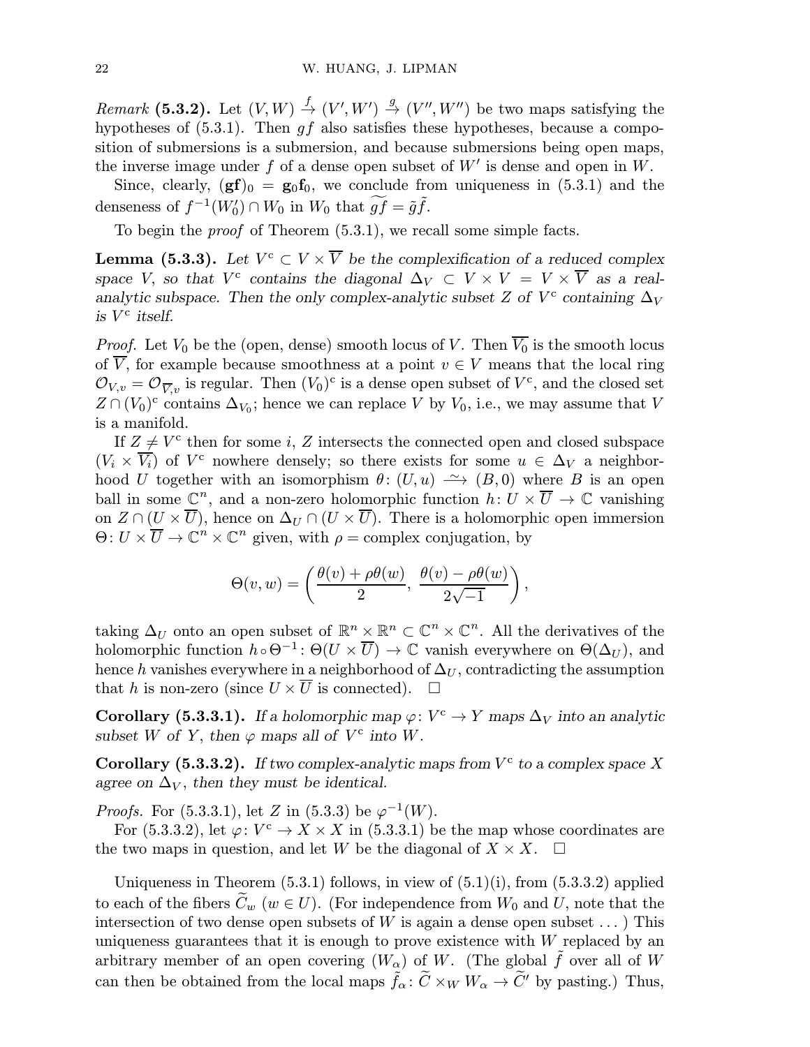*Remark* **(5.3.2).** Let $(V,W) \xrightarrow{f} (V',W') \xrightarrow{g} (V'',W'')$ be two maps satisfying the hypotheses of (5.3.1). Then $gf$ also satisfies these hypotheses, because a composition of submersions is a submersion, and because submersions being open maps, the inverse image under $f$ of a dense open subset of $W'$ is dense and open in $W$.

Since, clearly, $(\mathbf{gf})_0 = \mathbf{g}_0\mathbf{f}_0$, we conclude from uniqueness in (5.3.1) and the denseness of $f^{-1}(W_0') \cap W_0$ in $W_0$ that $\widetilde{gf} = \tilde{g}\tilde{f}$.

To begin the *proof* of Theorem (5.3.1), we recall some simple facts.

**Lemma (5.3.3).** *Let $V^{\mathrm{c}} \subset V \times \overline{V}$ be the complexification of a reduced complex space $V$, so that $V^{\mathrm{c}}$ contains the diagonal $\Delta_V \subset V \times V = V \times \overline{V}$ as a real-analytic subspace. Then the only complex-analytic subset $Z$ of $V^{\mathrm{c}}$ containing $\Delta_V$ is $V^{\mathrm{c}}$ itself.*

*Proof.* Let $V_0$ be the (open, dense) smooth locus of $V$. Then $\overline{V_0}$ is the smooth locus of $\overline{V}$, for example because smoothness at a point $v \in V$ means that the local ring $\mathcal{O}_{V,v} = \mathcal{O}_{\overline{V},v}$ is regular. Then $(V_0)^{\mathrm{c}}$ is a dense open subset of $V^{\mathrm{c}}$, and the closed set $Z \cap (V_0)^{\mathrm{c}}$ contains $\Delta_{V_0}$; hence we can replace $V$ by $V_0$, i.e., we may assume that $V$ is a manifold.

If $Z \neq V^{\mathrm{c}}$ then for some $i$, $Z$ intersects the connected open and closed subspace $(V_i \times \overline{V_i})$ of $V^{\mathrm{c}}$ nowhere densely; so there exists for some $u \in \Delta_V$ a neighborhood $U$ together with an isomorphism $\theta \colon (U,u) \xrightarrow{\sim} (B,0)$ where $B$ is an open ball in some $\mathbb{C}^n$, and a non-zero holomorphic function $h \colon U \times \overline{U} \to \mathbb{C}$ vanishing on $Z \cap (U \times \overline{U})$, hence on $\Delta_U \cap (U \times \overline{U})$. There is a holomorphic open immersion $\Theta \colon U \times \overline{U} \to \mathbb{C}^n \times \mathbb{C}^n$ given, with $\rho =$ complex conjugation, by

$$\Theta(v,w) = \left( \frac{\theta(v) + \rho\theta(w)}{2},\ \frac{\theta(v) - \rho\theta(w)}{2\sqrt{-1}} \right),$$

taking $\Delta_U$ onto an open subset of $\mathbb{R}^n \times \mathbb{R}^n \subset \mathbb{C}^n \times \mathbb{C}^n$. All the derivatives of the holomorphic function $h \circ \Theta^{-1} \colon \Theta(U \times \overline{U}) \to \mathbb{C}$ vanish everywhere on $\Theta(\Delta_U)$, and hence $h$ vanishes everywhere in a neighborhood of $\Delta_U$, contradicting the assumption that $h$ is non-zero (since $U \times \overline{U}$ is connected). $\square$

**Corollary (5.3.3.1).** *If a holomorphic map $\varphi \colon V^{\mathrm{c}} \to Y$ maps $\Delta_V$ into an analytic subset $W$ of $Y$, then $\varphi$ maps all of $V^{\mathrm{c}}$ into $W$.*

**Corollary (5.3.3.2).** *If two complex-analytic maps from $V^{\mathrm{c}}$ to a complex space $X$ agree on $\Delta_V$, then they must be identical.*

*Proofs.* For (5.3.3.1), let $Z$ in (5.3.3) be $\varphi^{-1}(W)$.

For (5.3.3.2), let $\varphi \colon V^{\mathrm{c}} \to X \times X$ in (5.3.3.1) be the map whose coordinates are the two maps in question, and let $W$ be the diagonal of $X \times X$. $\square$

Uniqueness in Theorem (5.3.1) follows, in view of (5.1)(i), from (5.3.3.2) applied to each of the fibers $\widetilde{C}_w$ $(w \in U)$. (For independence from $W_0$ and $U$, note that the intersection of two dense open subsets of $W$ is again a dense open subset ... ) This uniqueness guarantees that it is enough to prove existence with $W$ replaced by an arbitrary member of an open covering $(W_\alpha)$ of $W$. (The global $\tilde{f}$ over all of $W$ can then be obtained from the local maps $\tilde{f}_\alpha \colon \widetilde{C} \times_W W_\alpha \to \widetilde{C}'$ by pasting.) Thus,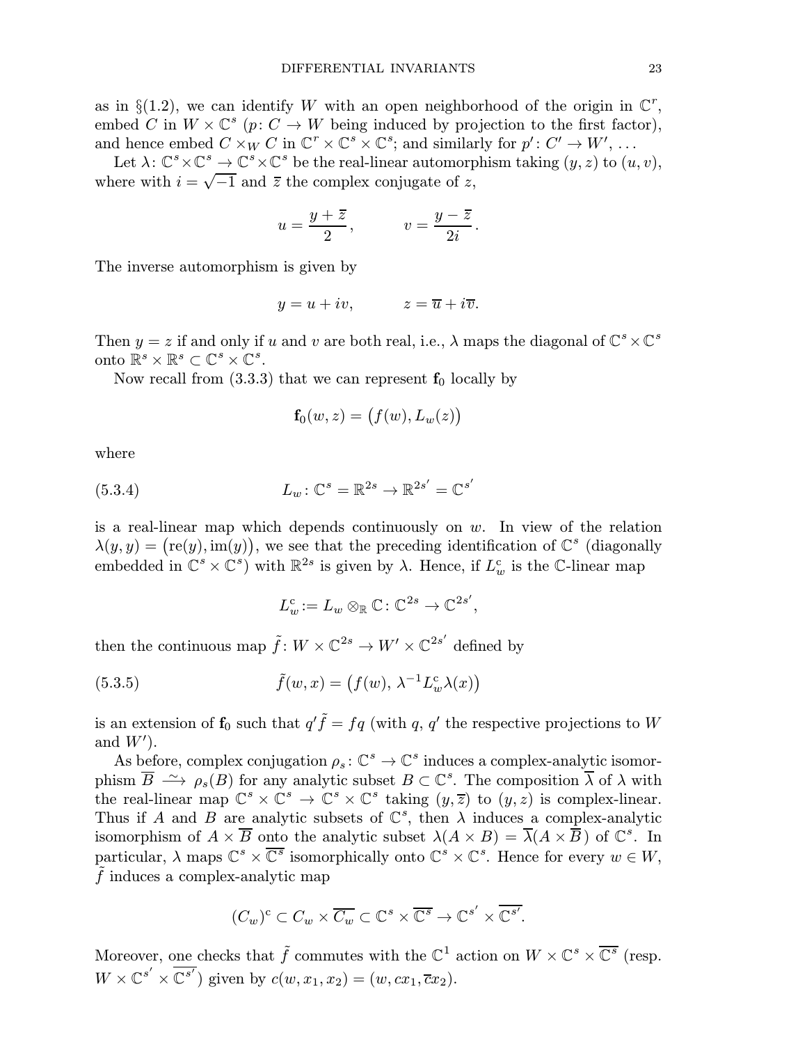as in §(1.2), we can identify $W$ with an open neighborhood of the origin in $\mathbb{C}^r$, embed $C$ in $W \times \mathbb{C}^s$ ($p\colon C \to W$ being induced by projection to the first factor), and hence embed $C \times_W C$ in $\mathbb{C}^r \times \mathbb{C}^s \times \mathbb{C}^s$; and similarly for $p'\colon C' \to W'$, ...

Let $\lambda\colon \mathbb{C}^s \times \mathbb{C}^s \to \mathbb{C}^s \times \mathbb{C}^s$ be the real-linear automorphism taking $(y, z)$ to $(u, v)$, where with $i = \sqrt{-1}$ and $\overline{z}$ the complex conjugate of $z$,

$$u = \frac{y + \overline{z}}{2}, \qquad v = \frac{y - \overline{z}}{2i}.$$

The inverse automorphism is given by

$$y = u + iv, \qquad z = \overline{u} + i\overline{v}.$$

Then $y = z$ if and only if $u$ and $v$ are both real, i.e., $\lambda$ maps the diagonal of $\mathbb{C}^s \times \mathbb{C}^s$ onto $\mathbb{R}^s \times \mathbb{R}^s \subset \mathbb{C}^s \times \mathbb{C}^s$.

Now recall from (3.3.3) that we can represent $\mathbf{f}_0$ locally by

$$\mathbf{f}_0(w, z) = \big(f(w), L_w(z)\big)$$

where

$$L_w\colon \mathbb{C}^s = \mathbb{R}^{2s} \to \mathbb{R}^{2s'} = \mathbb{C}^{s'} \tag{5.3.4}$$

is a real-linear map which depends continuously on $w$. In view of the relation $\lambda(y, y) = \big(\mathrm{re}(y), \mathrm{im}(y)\big)$, we see that the preceding identification of $\mathbb{C}^s$ (diagonally embedded in $\mathbb{C}^s \times \mathbb{C}^s$) with $\mathbb{R}^{2s}$ is given by $\lambda$. Hence, if $L_w^{\mathrm{c}}$ is the $\mathbb{C}$-linear map

$$L_w^{\mathrm{c}} := L_w \otimes_{\mathbb{R}} \mathbb{C}\colon \mathbb{C}^{2s} \to \mathbb{C}^{2s'},$$

then the continuous map $\tilde{f}\colon W \times \mathbb{C}^{2s} \to W' \times \mathbb{C}^{2s'}$ defined by

$$\tilde{f}(w, x) = \big(f(w),\, \lambda^{-1} L_w^{\mathrm{c}} \lambda(x)\big) \tag{5.3.5}$$

is an extension of $\mathbf{f}_0$ such that $q'\tilde{f} = fq$ (with $q$, $q'$ the respective projections to $W$ and $W'$).

As before, complex conjugation $\rho_s\colon \mathbb{C}^s \to \mathbb{C}^s$ induces a complex-analytic isomorphism $\overline{B} \xrightarrow{\sim} \rho_s(B)$ for any analytic subset $B \subset \mathbb{C}^s$. The composition $\overline{\lambda}$ of $\lambda$ with the real-linear map $\mathbb{C}^s \times \mathbb{C}^s \to \mathbb{C}^s \times \mathbb{C}^s$ taking $(y, \overline{z})$ to $(y, z)$ is complex-linear. Thus if $A$ and $B$ are analytic subsets of $\mathbb{C}^s$, then $\lambda$ induces a complex-analytic isomorphism of $A \times \overline{B}$ onto the analytic subset $\lambda(A \times B) = \overline{\lambda}(A \times \overline{B})$ of $\mathbb{C}^s$. In particular, $\lambda$ maps $\mathbb{C}^s \times \overline{\mathbb{C}^s}$ isomorphically onto $\mathbb{C}^s \times \mathbb{C}^s$. Hence for every $w \in W$, $\tilde{f}$ induces a complex-analytic map

$$(C_w)^{\mathrm{c}} \subset C_w \times \overline{C_w} \subset \mathbb{C}^s \times \overline{\mathbb{C}^s} \to \mathbb{C}^{s'} \times \overline{\mathbb{C}^{s'}}.$$

Moreover, one checks that $\tilde{f}$ commutes with the $\mathbb{C}^1$ action on $W \times \mathbb{C}^s \times \overline{\mathbb{C}^s}$ (resp. $W \times \mathbb{C}^{s'} \times \overline{\mathbb{C}^{s'}}$) given by $c(w, x_1, x_2) = (w, cx_1, \overline{c}x_2)$.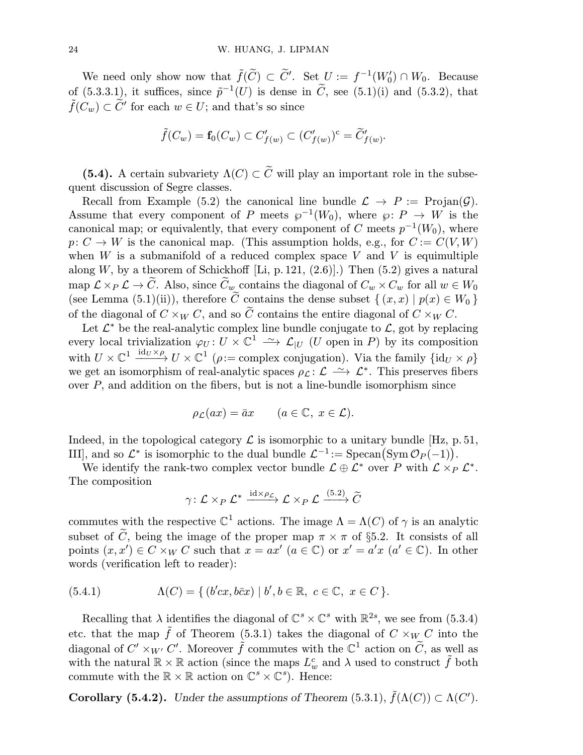We need only show now that $\tilde{f}(\widetilde{C}) \subset \widetilde{C}'$. Set $U := f^{-1}(W_0') \cap W_0$. Because of (5.3.3.1), it suffices, since $\tilde{p}^{-1}(U)$ is dense in $\widetilde{C}$, see (5.1)(i) and (5.3.2), that $\tilde{f}(C_w) \subset \widetilde{C}'$ for each $w \in U$; and that's so since

$$\tilde{f}(C_w) = \mathbf{f}_0(C_w) \subset C'_{f(w)} \subset (C'_{f(w)})^{\mathrm{c}} = \widetilde{C}'_{f(w)}.$$

**(5.4).** A certain subvariety $\Lambda(C) \subset \widetilde{C}$ will play an important role in the subsequent discussion of Segre classes.

Recall from Example (5.2) the canonical line bundle $\mathcal{L} \to P := \mathrm{Projan}(\mathcal{G})$. Assume that every component of $P$ meets $\wp^{-1}(W_0)$, where $\wp\colon P \to W$ is the canonical map; or equivalently, that every component of $C$ meets $p^{-1}(W_0)$, where $p\colon C \to W$ is the canonical map. (This assumption holds, e.g., for $C := C(V, W)$ when $W$ is a submanifold of a reduced complex space $V$ and $V$ is equimultiple along $W$, by a theorem of Schickhoff [Li, p. 121, (2.6)].) Then (5.2) gives a natural map $\mathcal{L} \times_P \mathcal{L} \to \widetilde{C}$. Also, since $\widetilde{C}_w$ contains the diagonal of $C_w \times C_w$ for all $w \in W_0$ (see Lemma (5.1)(ii)), therefore $\widetilde{C}$ contains the dense subset $\{\, (x, x) \mid p(x) \in W_0 \,\}$ of the diagonal of $C \times_W C$, and so $\widetilde{C}$ contains the entire diagonal of $C \times_W C$.

Let $\mathcal{L}^*$ be the real-analytic complex line bundle conjugate to $\mathcal{L}$, got by replacing every local trivialization $\varphi_U\colon U \times \mathbb{C}^1 \xrightarrow{\ \sim\ } \mathcal{L}_{|U}$ ($U$ open in $P$) by its composition with $U \times \mathbb{C}^1 \xrightarrow{\mathrm{id}_U \times \rho} U \times \mathbb{C}^1$ ($\rho :=$ complex conjugation). Via the family $\{\mathrm{id}_U \times \rho\}$ we get an isomorphism of real-analytic spaces $\rho_{\mathcal{L}}\colon \mathcal{L} \xrightarrow{\ \sim\ } \mathcal{L}^*$. This preserves fibers over $P$, and addition on the fibers, but is not a line-bundle isomorphism since

$$\rho_{\mathcal{L}}(ax) = \bar{a}x \qquad (a \in \mathbb{C},\ x \in \mathcal{L}).$$

Indeed, in the topological category $\mathcal{L}$ is isomorphic to a unitary bundle [Hz, p. 51, III], and so $\mathcal{L}^*$ is isomorphic to the dual bundle $\mathcal{L}^{-1} := \mathrm{Specan}\big(\mathrm{Sym}\,\mathcal{O}_P(-1)\big)$.

We identify the rank-two complex vector bundle $\mathcal{L} \oplus \mathcal{L}^*$ over $P$ with $\mathcal{L} \times_P \mathcal{L}^*$. The composition

$$\gamma\colon \mathcal{L} \times_P \mathcal{L}^* \xrightarrow{\mathrm{id} \times \rho_{\mathcal{L}}} \mathcal{L} \times_P \mathcal{L} \xrightarrow{(5.2)} \widetilde{C}$$

commutes with the respective $\mathbb{C}^1$ actions. The image $\Lambda = \Lambda(C)$ of $\gamma$ is an analytic subset of $\widetilde{C}$, being the image of the proper map $\pi \times \pi$ of §5.2. It consists of all points $(x, x') \in C \times_W C$ such that $x = ax'$ ($a \in \mathbb{C}$) or $x' = a'x$ ($a' \in \mathbb{C}$). In other words (verification left to reader):

$$\Lambda(C) = \{\, (b'cx, b\bar{c}x) \mid b', b \in \mathbb{R},\ c \in \mathbb{C},\ x \in C \,\}. \tag{5.4.1}$$

Recalling that $\lambda$ identifies the diagonal of $\mathbb{C}^s \times \mathbb{C}^s$ with $\mathbb{R}^{2s}$, we see from (5.3.4) etc. that the map $\tilde{f}$ of Theorem (5.3.1) takes the diagonal of $C \times_W C$ into the diagonal of $C' \times_{W'} C'$. Moreover $\tilde{f}$ commutes with the $\mathbb{C}^1$ action on $\widetilde{C}$, as well as with the natural $\mathbb{R} \times \mathbb{R}$ action (since the maps $L_w^c$ and $\lambda$ used to construct $\tilde{f}$ both commute with the $\mathbb{R} \times \mathbb{R}$ action on $\mathbb{C}^s \times \mathbb{C}^s$). Hence:

**Corollary (5.4.2).** *Under the assumptions of Theorem* (5.3.1), $\tilde{f}(\Lambda(C)) \subset \Lambda(C')$.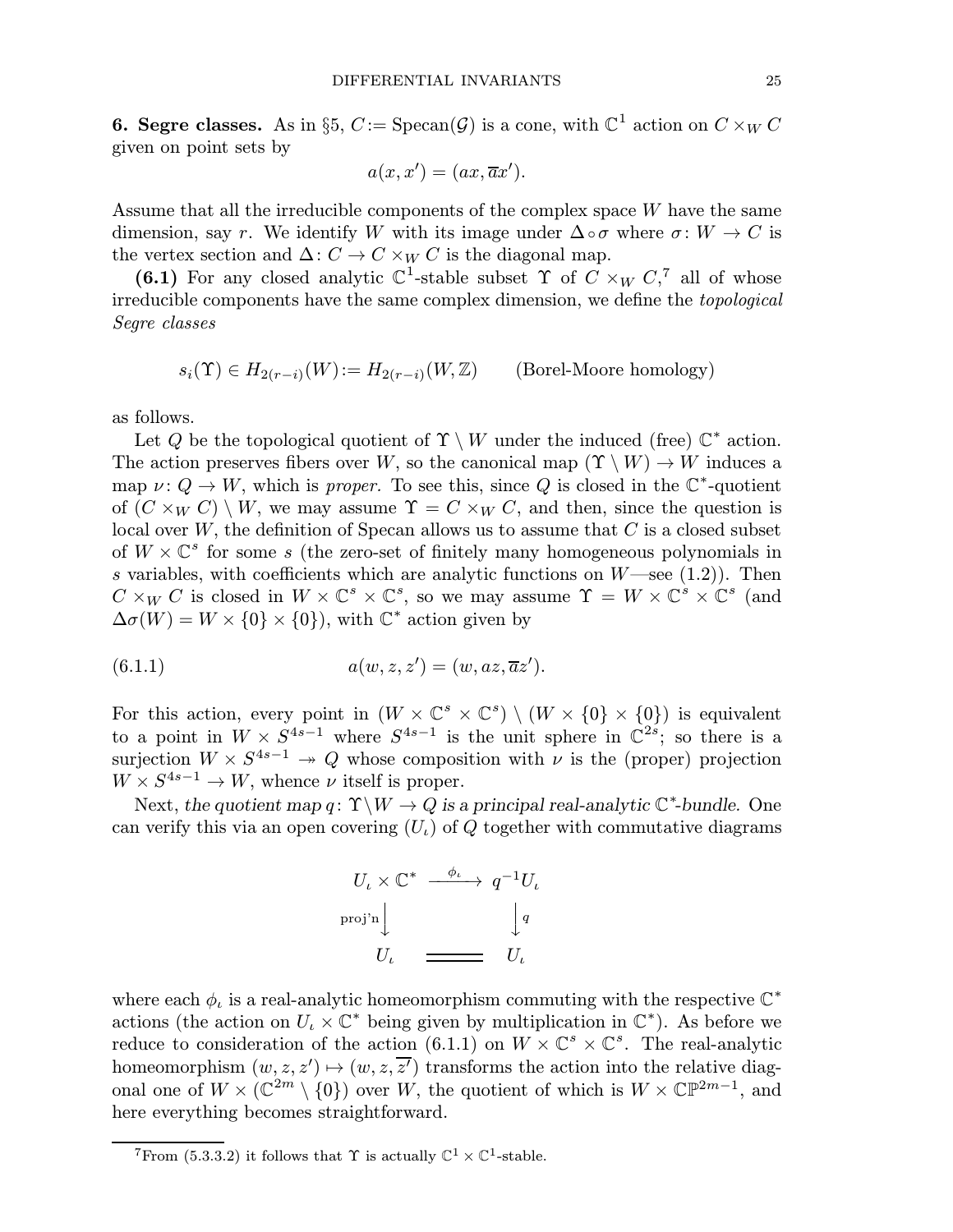**6. Segre classes.** As in §5, $C := \operatorname{Specan}(\mathcal{G})$ is a cone, with $\mathbb{C}^1$ action on $C \times_W C$ given on point sets by

$$a(x, x') = (ax, \overline{a}x').$$

Assume that all the irreducible components of the complex space $W$ have the same dimension, say $r$. We identify $W$ with its image under $\Delta \circ \sigma$ where $\sigma\colon W \to C$ is the vertex section and $\Delta\colon C \to C \times_W C$ is the diagonal map.

**(6.1)** For any closed analytic $\mathbb{C}^1$-stable subset $\Upsilon$ of $C \times_W C$,[7] all of whose irreducible components have the same complex dimension, we define the *topological Segre classes*

$$s_i(\Upsilon) \in H_{2(r-i)}(W) := H_{2(r-i)}(W, \mathbb{Z}) \qquad \text{(Borel-Moore homology)}$$

as follows.

Let $Q$ be the topological quotient of $\Upsilon \setminus W$ under the induced (free) $\mathbb{C}^*$ action. The action preserves fibers over $W$, so the canonical map $(\Upsilon \setminus W) \to W$ induces a map $\nu\colon Q \to W$, which is *proper*. To see this, since $Q$ is closed in the $\mathbb{C}^*$-quotient of $(C \times_W C) \setminus W$, we may assume $\Upsilon = C \times_W C$, and then, since the question is local over $W$, the definition of Specan allows us to assume that $C$ is a closed subset of $W \times \mathbb{C}^s$ for some $s$ (the zero-set of finitely many homogeneous polynomials in $s$ variables, with coefficients which are analytic functions on $W$—see (1.2)). Then $C \times_W C$ is closed in $W \times \mathbb{C}^s \times \mathbb{C}^s$, so we may assume $\Upsilon = W \times \mathbb{C}^s \times \mathbb{C}^s$ (and $\Delta\sigma(W) = W \times \{0\} \times \{0\}$), with $\mathbb{C}^*$ action given by

$$a(w, z, z') = (w, az, \overline{a}z'). \tag{6.1.1}$$

For this action, every point in $(W \times \mathbb{C}^s \times \mathbb{C}^s) \setminus (W \times \{0\} \times \{0\})$ is equivalent to a point in $W \times S^{4s-1}$ where $S^{4s-1}$ is the unit sphere in $\mathbb{C}^{2s}$; so there is a surjection $W \times S^{4s-1} \twoheadrightarrow Q$ whose composition with $\nu$ is the (proper) projection $W \times S^{4s-1} \to W$, whence $\nu$ itself is proper.

Next, *the quotient map $q\colon \Upsilon \setminus W \to Q$ is a principal real-analytic $\mathbb{C}^*$-bundle.* One can verify this via an open covering $(U_\iota)$ of $Q$ together with commutative diagrams

$$\begin{array}{ccc}
U_\iota \times \mathbb{C}^* & \xrightarrow{\ \phi_\iota\ } & q^{-1}U_\iota \\
{\scriptstyle \text{proj'n}}\big\downarrow & & \big\downarrow{\scriptstyle q} \\
U_\iota & = & U_\iota
\end{array}$$

where each $\phi_\iota$ is a real-analytic homeomorphism commuting with the respective $\mathbb{C}^*$ actions (the action on $U_\iota \times \mathbb{C}^*$ being given by multiplication in $\mathbb{C}^*$). As before we reduce to consideration of the action (6.1.1) on $W \times \mathbb{C}^s \times \mathbb{C}^s$. The real-analytic homeomorphism $(w, z, z') \mapsto (w, z, \overline{z'})$ transforms the action into the relative diagonal one of $W \times (\mathbb{C}^{2m} \setminus \{0\})$ over $W$, the quotient of which is $W \times \mathbb{CP}^{2m-1}$, and here everything becomes straightforward.

---

[7] From (5.3.3.2) it follows that $\Upsilon$ is actually $\mathbb{C}^1 \times \mathbb{C}^1$-stable.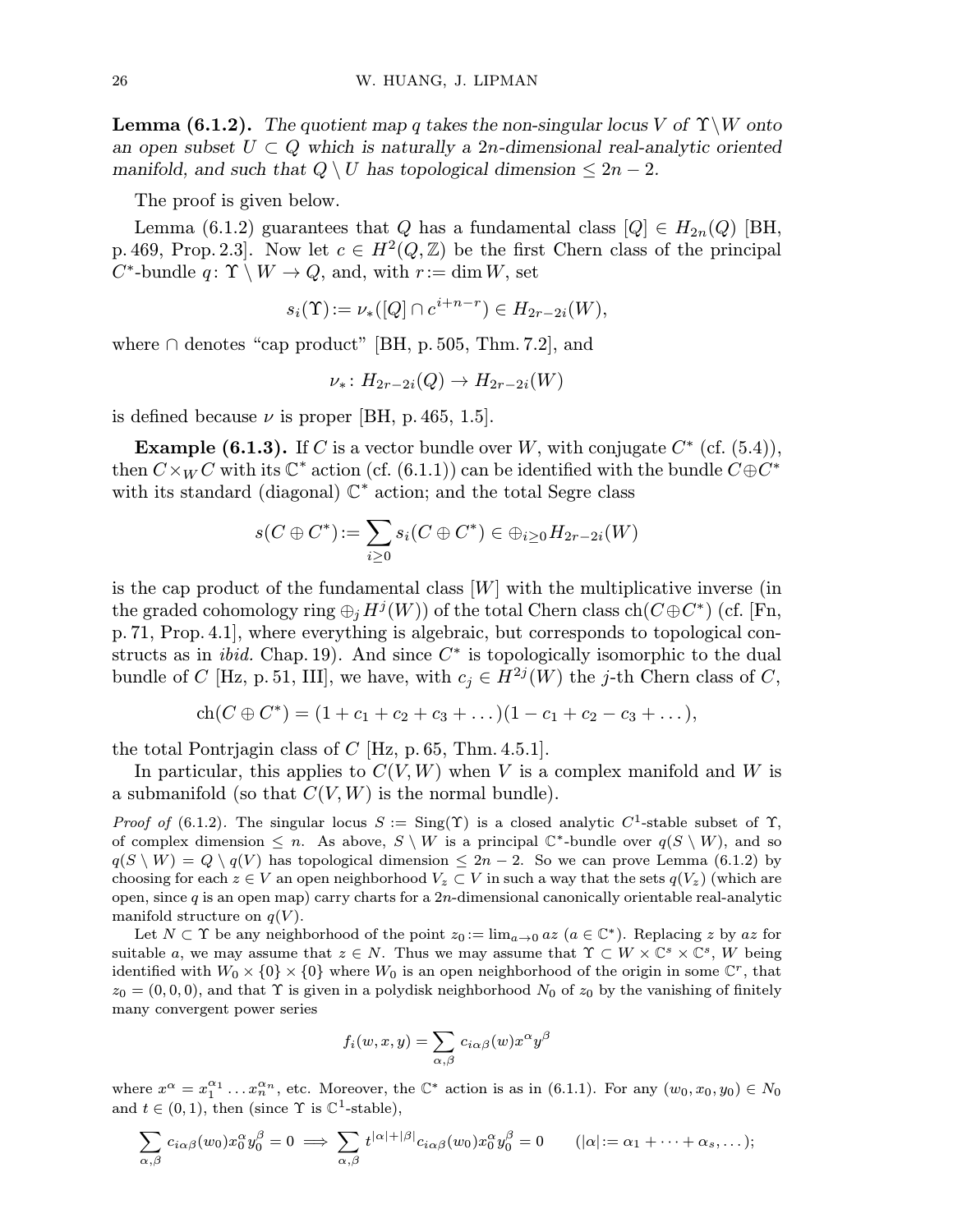**Lemma (6.1.2).** *The quotient map $q$ takes the non-singular locus $V$ of $\Upsilon\setminus W$ onto an open subset $U \subset Q$ which is naturally a $2n$-dimensional real-analytic oriented manifold, and such that $Q \setminus U$ has topological dimension $\le 2n-2$.*

The proof is given below.

Lemma (6.1.2) guarantees that $Q$ has a fundamental class $[Q] \in H_{2n}(Q)$ [BH, p. 469, Prop. 2.3]. Now let $c \in H^2(Q,\mathbb{Z})$ be the first Chern class of the principal $C^*$-bundle $q\colon \Upsilon \setminus W \to Q$, and, with $r := \dim W$, set

$$s_i(\Upsilon) := \nu_*([Q] \cap c^{i+n-r}) \in H_{2r-2i}(W),$$

where $\cap$ denotes "cap product" [BH, p. 505, Thm. 7.2], and

$$\nu_*\colon H_{2r-2i}(Q) \to H_{2r-2i}(W)$$

is defined because $\nu$ is proper [BH, p. 465, 1.5].

**Example (6.1.3).** If $C$ is a vector bundle over $W$, with conjugate $C^*$ (cf. (5.4)), then $C \times_W C$ with its $\mathbb{C}^*$ action (cf. (6.1.1)) can be identified with the bundle $C \oplus C^*$ with its standard (diagonal) $\mathbb{C}^*$ action; and the total Segre class

$$s(C \oplus C^*) := \sum_{i \ge 0} s_i(C \oplus C^*) \in \oplus_{i\ge 0} H_{2r-2i}(W)$$

is the cap product of the fundamental class $[W]$ with the multiplicative inverse (in the graded cohomology ring $\oplus_j H^j(W)$) of the total Chern class $\mathrm{ch}(C \oplus C^*)$ (cf. [Fn, p. 71, Prop. 4.1], where everything is algebraic, but corresponds to topological constructs as in *ibid.* Chap. 19). And since $C^*$ is topologically isomorphic to the dual bundle of $C$ [Hz, p. 51, III], we have, with $c_j \in H^{2j}(W)$ the $j$-th Chern class of $C$,

$$\mathrm{ch}(C \oplus C^*) = (1 + c_1 + c_2 + c_3 + \dots)(1 - c_1 + c_2 - c_3 + \dots),$$

the total Pontrjagin class of $C$ [Hz, p. 65, Thm. 4.5.1].

In particular, this applies to $C(V,W)$ when $V$ is a complex manifold and $W$ is a submanifold (so that $C(V,W)$ is the normal bundle).

*Proof of* (6.1.2). The singular locus $S := \mathrm{Sing}(\Upsilon)$ is a closed analytic $C^1$-stable subset of $\Upsilon$, of complex dimension $\le n$. As above, $S \setminus W$ is a principal $\mathbb{C}^*$-bundle over $q(S \setminus W)$, and so $q(S\setminus W) = Q \setminus q(V)$ has topological dimension $\le 2n-2$. So we can prove Lemma (6.1.2) by choosing for each $z \in V$ an open neighborhood $V_z \subset V$ in such a way that the sets $q(V_z)$ (which are open, since $q$ is an open map) carry charts for a $2n$-dimensional canonically orientable real-analytic manifold structure on $q(V)$.

Let $N \subset \Upsilon$ be any neighborhood of the point $z_0 := \lim_{a\to 0} az$ ($a \in \mathbb{C}^*$). Replacing $z$ by $az$ for suitable $a$, we may assume that $z \in N$. Thus we may assume that $\Upsilon \subset W \times \mathbb{C}^s \times \mathbb{C}^s$, $W$ being identified with $W_0 \times \{0\} \times \{0\}$ where $W_0$ is an open neighborhood of the origin in some $\mathbb{C}^r$, that $z_0 = (0,0,0)$, and that $\Upsilon$ is given in a polydisk neighborhood $N_0$ of $z_0$ by the vanishing of finitely many convergent power series

$$f_i(w,x,y) = \sum_{\alpha,\beta} c_{i\alpha\beta}(w) x^\alpha y^\beta$$

where $x^\alpha = x_1^{\alpha_1} \dots x_n^{\alpha_n}$, etc. Moreover, the $\mathbb{C}^*$ action is as in (6.1.1). For any $(w_0,x_0,y_0) \in N_0$ and $t \in (0,1)$, then (since $\Upsilon$ is $\mathbb{C}^1$-stable),

$$\sum_{\alpha,\beta} c_{i\alpha\beta}(w_0) x_0^\alpha y_0^\beta = 0 \implies \sum_{\alpha,\beta} t^{|\alpha|+|\beta|} c_{i\alpha\beta}(w_0) x_0^\alpha y_0^\beta = 0 \qquad (|\alpha| := \alpha_1 + \dots + \alpha_s, \dots);$$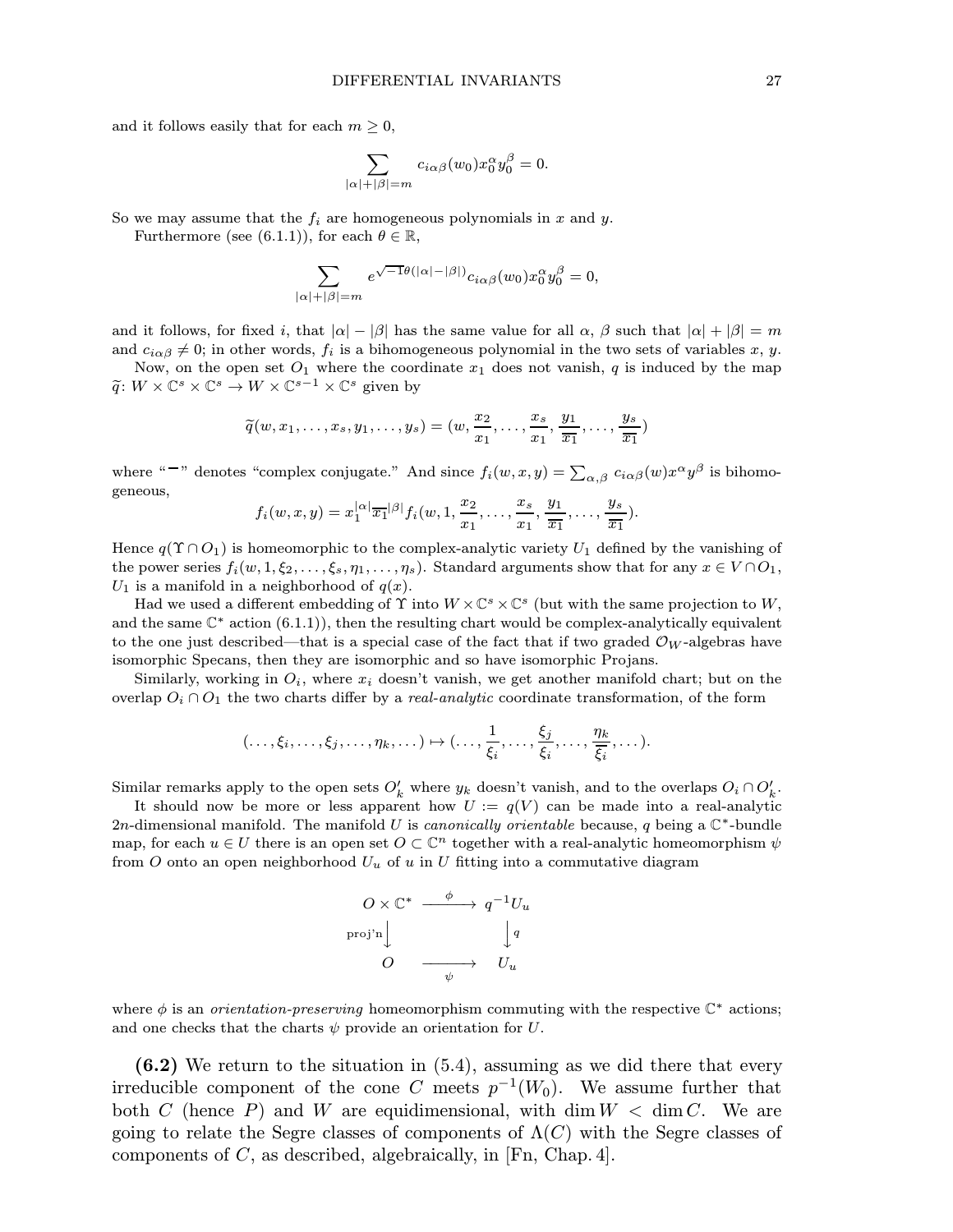and it follows easily that for each $m \geq 0$,

$$\sum_{|\alpha|+|\beta|=m} c_{i\alpha\beta}(w_0)x_0^\alpha y_0^\beta = 0.$$

So we may assume that the $f_i$ are homogeneous polynomials in $x$ and $y$.

Furthermore (see (6.1.1)), for each $\theta \in \mathbb{R}$,

$$\sum_{|\alpha|+|\beta|=m} e^{\sqrt{-1}\theta(|\alpha|-|\beta|)} c_{i\alpha\beta}(w_0)x_0^\alpha y_0^\beta = 0,$$

and it follows, for fixed $i$, that $|\alpha| - |\beta|$ has the same value for all $\alpha$, $\beta$ such that $|\alpha| + |\beta| = m$ and $c_{i\alpha\beta} \neq 0$; in other words, $f_i$ is a bihomogeneous polynomial in the two sets of variables $x$, $y$.

Now, on the open set $O_1$ where the coordinate $x_1$ does not vanish, $q$ is induced by the map $\widetilde{q}\colon W \times \mathbb{C}^s \times \mathbb{C}^s \to W \times \mathbb{C}^{s-1} \times \mathbb{C}^s$ given by

$$\widetilde{q}(w, x_1, \dots, x_s, y_1, \dots, y_s) = (w, \frac{x_2}{x_1}, \dots, \frac{x_s}{x_1}, \frac{y_1}{\overline{x_1}}, \dots, \frac{y_s}{\overline{x_1}})$$

where "$^{-}$" denotes "complex conjugate." And since $f_i(w, x, y) = \sum_{\alpha,\beta} c_{i\alpha\beta}(w)x^\alpha y^\beta$ is bihomogeneous,

$$f_i(w, x, y) = x_1^{|\alpha|}\overline{x_1}^{|\beta|} f_i(w, 1, \frac{x_2}{x_1}, \dots, \frac{x_s}{x_1}, \frac{y_1}{\overline{x_1}}, \dots, \frac{y_s}{\overline{x_1}}).$$

Hence $q(\Upsilon \cap O_1)$ is homeomorphic to the complex-analytic variety $U_1$ defined by the vanishing of the power series $f_i(w, 1, \xi_2, \dots, \xi_s, \eta_1, \dots, \eta_s)$. Standard arguments show that for any $x \in V \cap O_1$, $U_1$ is a manifold in a neighborhood of $q(x)$.

Had we used a different embedding of $\Upsilon$ into $W \times \mathbb{C}^s \times \mathbb{C}^s$ (but with the same projection to $W$, and the same $\mathbb{C}^*$ action (6.1.1)), then the resulting chart would be complex-analytically equivalent to the one just described—that is a special case of the fact that if two graded $\mathcal{O}_W$-algebras have isomorphic Specans, then they are isomorphic and so have isomorphic Projans.

Similarly, working in $O_i$, where $x_i$ doesn't vanish, we get another manifold chart; but on the overlap $O_i \cap O_1$ the two charts differ by a *real-analytic* coordinate transformation, of the form

$$(\dots, \xi_i, \dots, \xi_j, \dots, \eta_k, \dots) \mapsto (\dots, \frac{1}{\xi_i}, \dots, \frac{\xi_j}{\xi_i}, \dots, \frac{\eta_k}{\overline{\xi_i}}, \dots).$$

Similar remarks apply to the open sets $O'_k$ where $y_k$ doesn't vanish, and to the overlaps $O_i \cap O'_k$.

It should now be more or less apparent how $U := q(V)$ can be made into a real-analytic $2n$-dimensional manifold. The manifold $U$ is *canonically orientable* because, $q$ being a $\mathbb{C}^*$-bundle map, for each $u \in U$ there is an open set $O \subset \mathbb{C}^n$ together with a real-analytic homeomorphism $\psi$ from $O$ onto an open neighborhood $U_u$ of $u$ in $U$ fitting into a commutative diagram

$$\begin{array}{ccc} O \times \mathbb{C}^* & \xrightarrow{\ \phi\ } & q^{-1}U_u \\ {\scriptstyle \text{proj'n}}\downarrow & & \downarrow{\scriptstyle q} \\ O & \xrightarrow[\ \psi\ ]{} & U_u \end{array}$$

where $\phi$ is an *orientation-preserving* homeomorphism commuting with the respective $\mathbb{C}^*$ actions; and one checks that the charts $\psi$ provide an orientation for $U$.

**(6.2)** We return to the situation in (5.4), assuming as we did there that every irreducible component of the cone $C$ meets $p^{-1}(W_0)$. We assume further that both $C$ (hence $P$) and $W$ are equidimensional, with $\dim W < \dim C$. We are going to relate the Segre classes of components of $\Lambda(C)$ with the Segre classes of components of $C$, as described, algebraically, in [Fn, Chap. 4].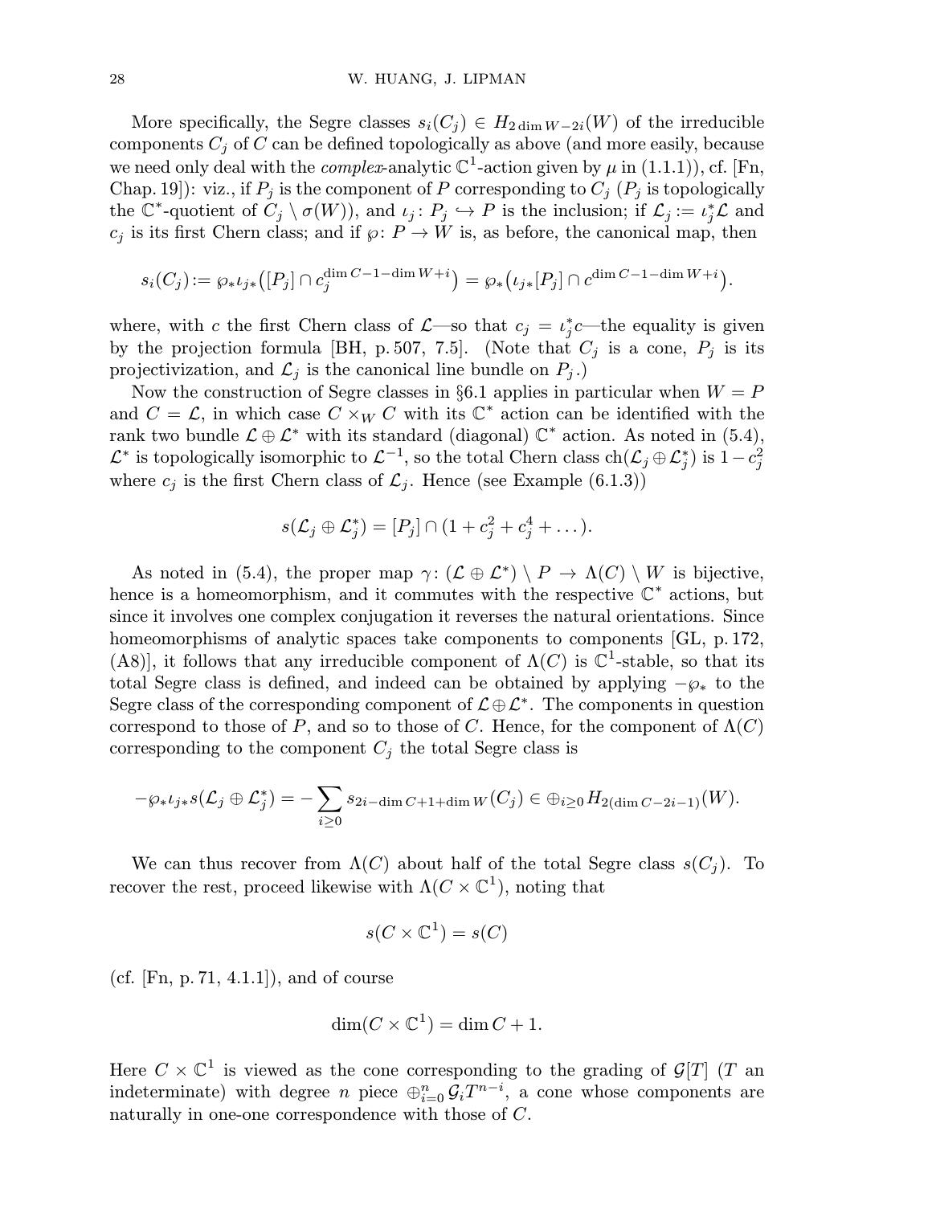More specifically, the Segre classes $s_i(C_j) \in H_{2\dim W - 2i}(W)$ of the irreducible components $C_j$ of $C$ can be defined topologically as above (and more easily, because we need only deal with the *complex*-analytic $\mathbb{C}^1$-action given by $\mu$ in (1.1.1)), cf. [Fn, Chap. 19]): viz., if $P_j$ is the component of $P$ corresponding to $C_j$ ($P_j$ is topologically the $\mathbb{C}^*$-quotient of $C_j \setminus \sigma(W)$), and $\iota_j \colon P_j \hookrightarrow P$ is the inclusion; if $\mathcal{L}_j := \iota_j^* \mathcal{L}$ and $c_j$ is its first Chern class; and if $\wp \colon P \to W$ is, as before, the canonical map, then

$$s_i(C_j) := \wp_* \iota_{j*}\big([P_j] \cap c_j^{\dim C - 1 - \dim W + i}\big) = \wp_*\big(\iota_{j*}[P_j] \cap c^{\dim C - 1 - \dim W + i}\big).$$

where, with $c$ the first Chern class of $\mathcal{L}$—so that $c_j = \iota_j^* c$—the equality is given by the projection formula [BH, p. 507, 7.5]. (Note that $C_j$ is a cone, $P_j$ is its projectivization, and $\mathcal{L}_j$ is the canonical line bundle on $P_j$.)

Now the construction of Segre classes in §6.1 applies in particular when $W = P$ and $C = \mathcal{L}$, in which case $C \times_W C$ with its $\mathbb{C}^*$ action can be identified with the rank two bundle $\mathcal{L} \oplus \mathcal{L}^*$ with its standard (diagonal) $\mathbb{C}^*$ action. As noted in (5.4), $\mathcal{L}^*$ is topologically isomorphic to $\mathcal{L}^{-1}$, so the total Chern class $\mathrm{ch}(\mathcal{L}_j \oplus \mathcal{L}_j^*)$ is $1 - c_j^2$ where $c_j$ is the first Chern class of $\mathcal{L}_j$. Hence (see Example (6.1.3))

$$s(\mathcal{L}_j \oplus \mathcal{L}_j^*) = [P_j] \cap (1 + c_j^2 + c_j^4 + \dots).$$

As noted in (5.4), the proper map $\gamma \colon (\mathcal{L} \oplus \mathcal{L}^*) \setminus P \to \Lambda(C) \setminus W$ is bijective, hence is a homeomorphism, and it commutes with the respective $\mathbb{C}^*$ actions, but since it involves one complex conjugation it reverses the natural orientations. Since homeomorphisms of analytic spaces take components to components [GL, p. 172, (A8)], it follows that any irreducible component of $\Lambda(C)$ is $\mathbb{C}^1$-stable, so that its total Segre class is defined, and indeed can be obtained by applying $-\wp_*$ to the Segre class of the corresponding component of $\mathcal{L} \oplus \mathcal{L}^*$. The components in question correspond to those of $P$, and so to those of $C$. Hence, for the component of $\Lambda(C)$ corresponding to the component $C_j$ the total Segre class is

$$-\wp_* \iota_{j*} s(\mathcal{L}_j \oplus \mathcal{L}_j^*) = -\sum_{i \ge 0} s_{2i - \dim C + 1 + \dim W}(C_j) \in \oplus_{i \ge 0} H_{2(\dim C - 2i - 1)}(W).$$

We can thus recover from $\Lambda(C)$ about half of the total Segre class $s(C_j)$. To recover the rest, proceed likewise with $\Lambda(C \times \mathbb{C}^1)$, noting that

$$s(C \times \mathbb{C}^1) = s(C)$$

(cf. [Fn, p. 71, 4.1.1]), and of course

$$\dim(C \times \mathbb{C}^1) = \dim C + 1.$$

Here $C \times \mathbb{C}^1$ is viewed as the cone corresponding to the grading of $\mathcal{G}[T]$ ($T$ an indeterminate) with degree $n$ piece $\oplus_{i=0}^n \mathcal{G}_i T^{n-i}$, a cone whose components are naturally in one-one correspondence with those of $C$.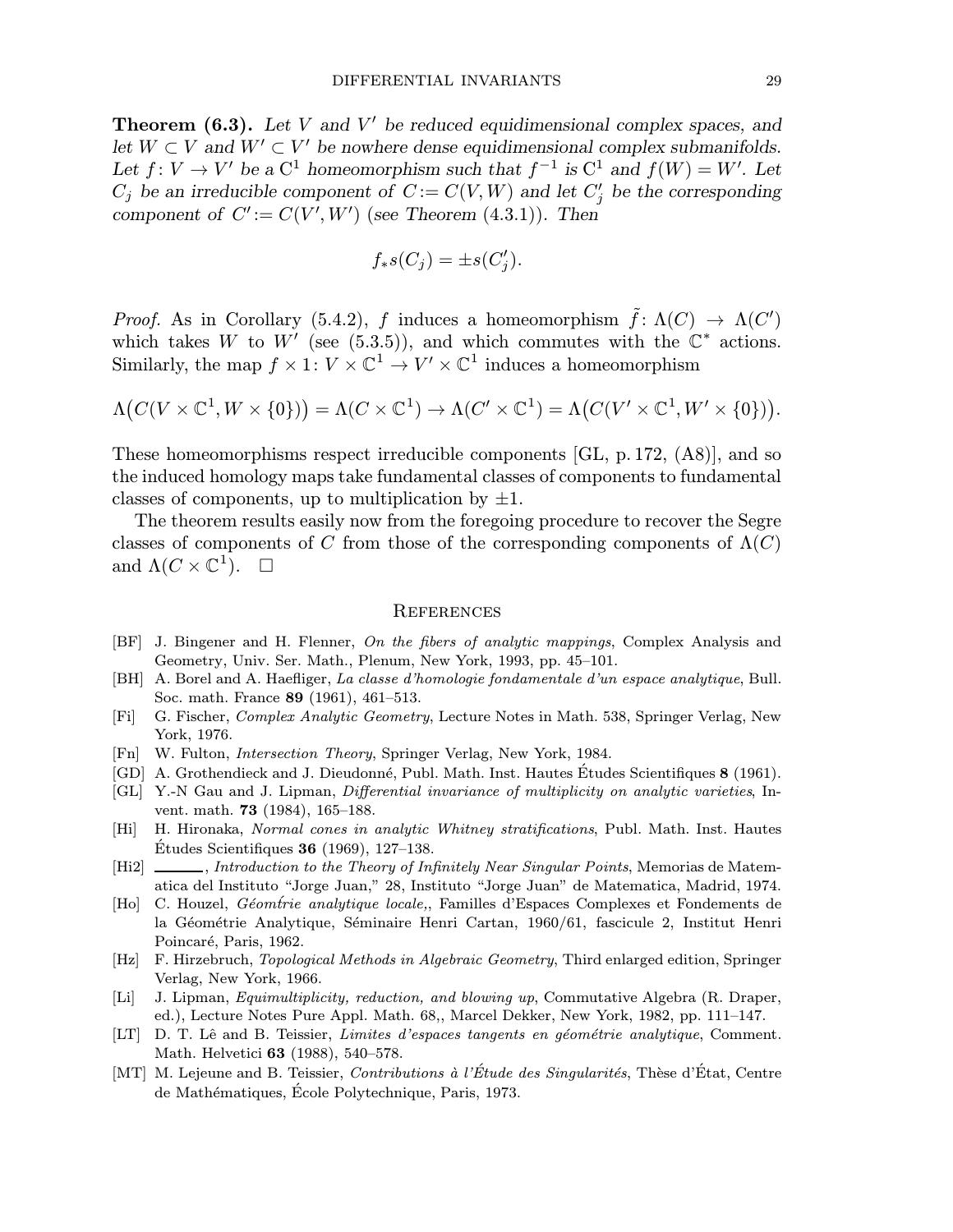**Theorem (6.3).** *Let $V$ and $V'$ be reduced equidimensional complex spaces, and let $W \subset V$ and $W' \subset V'$ be nowhere dense equidimensional complex submanifolds. Let $f\colon V \to V'$ be a $\mathrm{C}^1$ homeomorphism such that $f^{-1}$ is $\mathrm{C}^1$ and $f(W) = W'$. Let $C_j$ be an irreducible component of $C := C(V, W)$ and let $C'_j$ be the corresponding component of $C' := C(V', W')$ (see Theorem (4.3.1)). Then*

$$f_* s(C_j) = \pm s(C'_j).$$

*Proof.* As in Corollary (5.4.2), $f$ induces a homeomorphism $\tilde{f}\colon \Lambda(C) \to \Lambda(C')$ which takes $W$ to $W'$ (see (5.3.5)), and which commutes with the $\mathbb{C}^*$ actions. Similarly, the map $f \times 1\colon V \times \mathbb{C}^1 \to V' \times \mathbb{C}^1$ induces a homeomorphism

$$\Lambda\big(C(V \times \mathbb{C}^1, W \times \{0\})\big) = \Lambda(C \times \mathbb{C}^1) \to \Lambda(C' \times \mathbb{C}^1) = \Lambda\big(C(V' \times \mathbb{C}^1, W' \times \{0\})\big).$$

These homeomorphisms respect irreducible components [GL, p. 172, (A8)], and so the induced homology maps take fundamental classes of components to fundamental classes of components, up to multiplication by $\pm 1$.

The theorem results easily now from the foregoing procedure to recover the Segre classes of components of $C$ from those of the corresponding components of $\Lambda(C)$ and $\Lambda(C \times \mathbb{C}^1)$. $\square$

## References

[BF] J. Bingener and H. Flenner, *On the fibers of analytic mappings*, Complex Analysis and Geometry, Univ. Ser. Math., Plenum, New York, 1993, pp. 45–101.

[BH] A. Borel and A. Haefliger, *La classe d'homologie fondamentale d'un espace analytique*, Bull. Soc. math. France **89** (1961), 461–513.

[Fi] G. Fischer, *Complex Analytic Geometry*, Lecture Notes in Math. 538, Springer Verlag, New York, 1976.

[Fn] W. Fulton, *Intersection Theory*, Springer Verlag, New York, 1984.

[GD] A. Grothendieck and J. Dieudonné, Publ. Math. Inst. Hautes Études Scientifiques **8** (1961).

[GL] Y.-N Gau and J. Lipman, *Differential invariance of multiplicity on analytic varieties*, Invent. math. **73** (1984), 165–188.

[Hi] H. Hironaka, *Normal cones in analytic Whitney stratifications*, Publ. Math. Inst. Hautes Études Scientifiques **36** (1969), 127–138.

[Hi2] ———, *Introduction to the Theory of Infinitely Near Singular Points*, Memorias de Matematica del Instituto "Jorge Juan," 28, Instituto "Jorge Juan" de Matematica, Madrid, 1974.

[Ho] C. Houzel, *Géométrie analytique locale,*, Familles d'Espaces Complexes et Fondements de la Géométrie Analytique, Séminaire Henri Cartan, 1960/61, fascicule 2, Institut Henri Poincaré, Paris, 1962.

[Hz] F. Hirzebruch, *Topological Methods in Algebraic Geometry*, Third enlarged edition, Springer Verlag, New York, 1966.

[Li] J. Lipman, *Equimultiplicity, reduction, and blowing up*, Commutative Algebra (R. Draper, ed.), Lecture Notes Pure Appl. Math. 68,, Marcel Dekker, New York, 1982, pp. 111–147.

[LT] D. T. Lê and B. Teissier, *Limites d'espaces tangents en géométrie analytique*, Comment. Math. Helvetici **63** (1988), 540–578.

[MT] M. Lejeune and B. Teissier, *Contributions à l'Étude des Singularités*, Thèse d'État, Centre de Mathématiques, École Polytechnique, Paris, 1973.